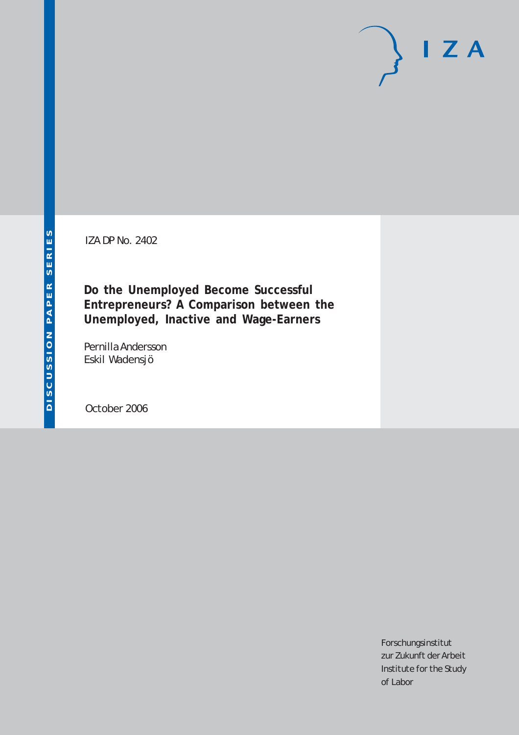DISCUSSION PAPER SERIES

IZA

IZA DP No. 2402

# Do the Unemployed Become Successful Entrepreneurs? A Comparison between the Unemployed, Inactive and Wage-Earners

Pernilla Andersson
Eskil Wadensjö

October 2006

Forschungsinstitut
zur Zukunft der Arbeit
Institute for the Study
of Labor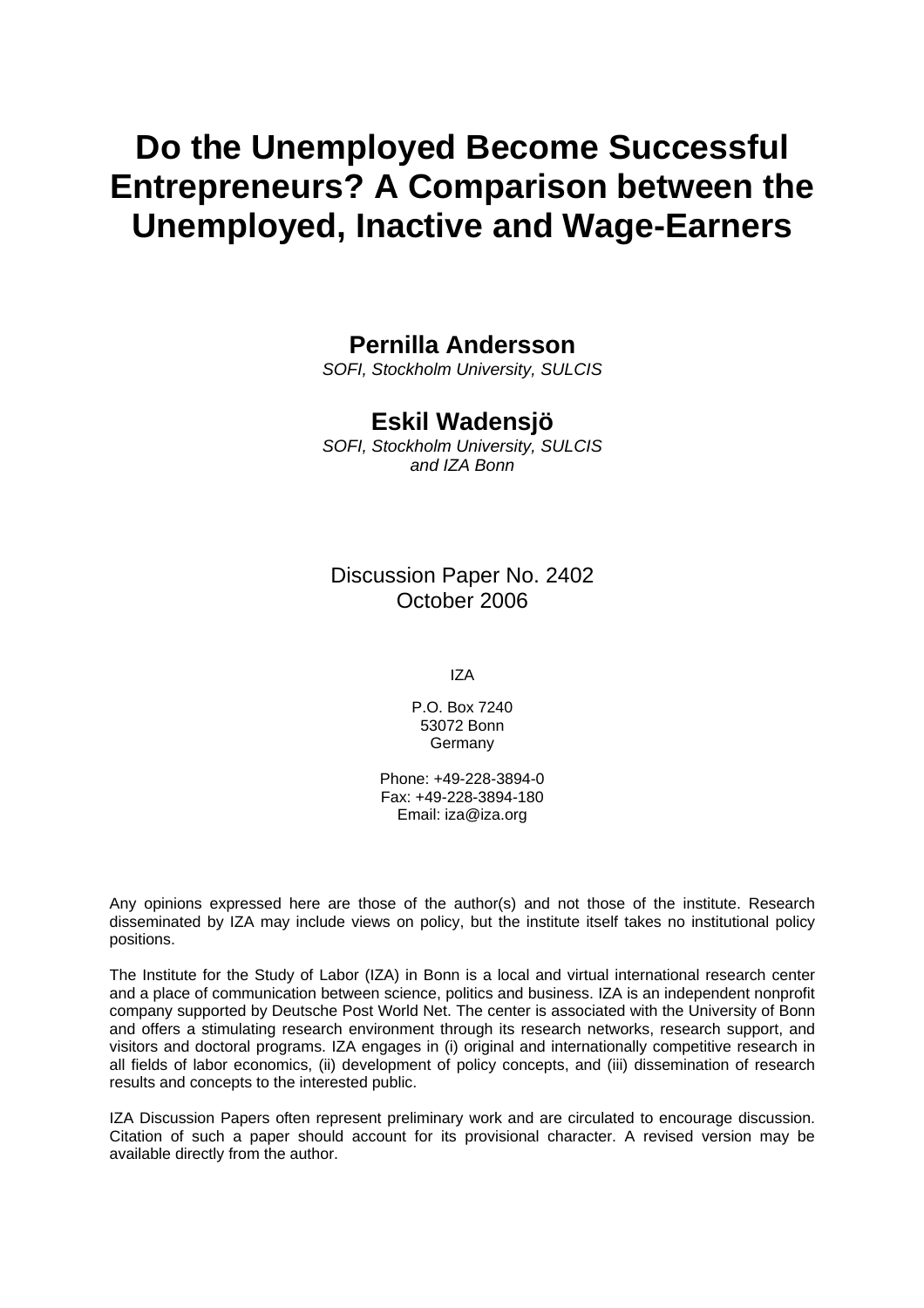# Do the Unemployed Become Successful Entrepreneurs? A Comparison between the Unemployed, Inactive and Wage-Earners

**Pernilla Andersson**
*SOFI, Stockholm University, SULCIS*

**Eskil Wadensjö**
*SOFI, Stockholm University, SULCIS and IZA Bonn*

Discussion Paper No. 2402
October 2006

IZA

P.O. Box 7240
53072 Bonn
Germany

Phone: +49-228-3894-0
Fax: +49-228-3894-180
Email: iza@iza.org

Any opinions expressed here are those of the author(s) and not those of the institute. Research disseminated by IZA may include views on policy, but the institute itself takes no institutional policy positions.

The Institute for the Study of Labor (IZA) in Bonn is a local and virtual international research center and a place of communication between science, politics and business. IZA is an independent nonprofit company supported by Deutsche Post World Net. The center is associated with the University of Bonn and offers a stimulating research environment through its research networks, research support, and visitors and doctoral programs. IZA engages in (i) original and internationally competitive research in all fields of labor economics, (ii) development of policy concepts, and (iii) dissemination of research results and concepts to the interested public.

IZA Discussion Papers often represent preliminary work and are circulated to encourage discussion. Citation of such a paper should account for its provisional character. A revised version may be available directly from the author.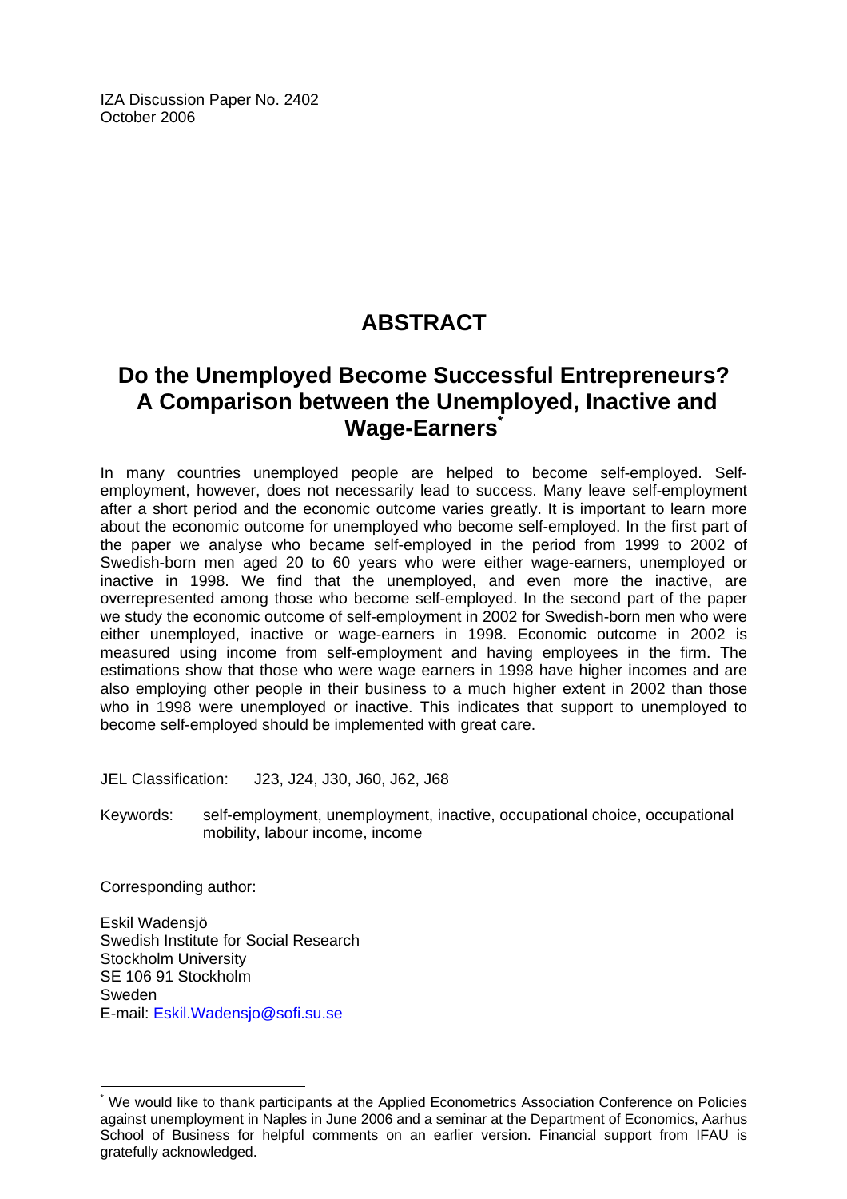IZA Discussion Paper No. 2402
October 2006

# ABSTRACT

## Do the Unemployed Become Successful Entrepreneurs? A Comparison between the Unemployed, Inactive and Wage-Earners*

In many countries unemployed people are helped to become self-employed. Self-employment, however, does not necessarily lead to success. Many leave self-employment after a short period and the economic outcome varies greatly. It is important to learn more about the economic outcome for unemployed who become self-employed. In the first part of the paper we analyse who became self-employed in the period from 1999 to 2002 of Swedish-born men aged 20 to 60 years who were either wage-earners, unemployed or inactive in 1998. We find that the unemployed, and even more the inactive, are overrepresented among those who become self-employed. In the second part of the paper we study the economic outcome of self-employment in 2002 for Swedish-born men who were either unemployed, inactive or wage-earners in 1998. Economic outcome in 2002 is measured using income from self-employment and having employees in the firm. The estimations show that those who were wage earners in 1998 have higher incomes and are also employing other people in their business to a much higher extent in 2002 than those who in 1998 were unemployed or inactive. This indicates that support to unemployed to become self-employed should be implemented with great care.

JEL Classification: J23, J24, J30, J60, J62, J68

Keywords: self-employment, unemployment, inactive, occupational choice, occupational mobility, labour income, income

Corresponding author:

Eskil Wadensjö
Swedish Institute for Social Research
Stockholm University
SE 106 91 Stockholm
Sweden
E-mail: Eskil.Wadensjo@sofi.su.se

---

* We would like to thank participants at the Applied Econometrics Association Conference on Policies against unemployment in Naples in June 2006 and a seminar at the Department of Economics, Aarhus School of Business for helpful comments on an earlier version. Financial support from IFAU is gratefully acknowledged.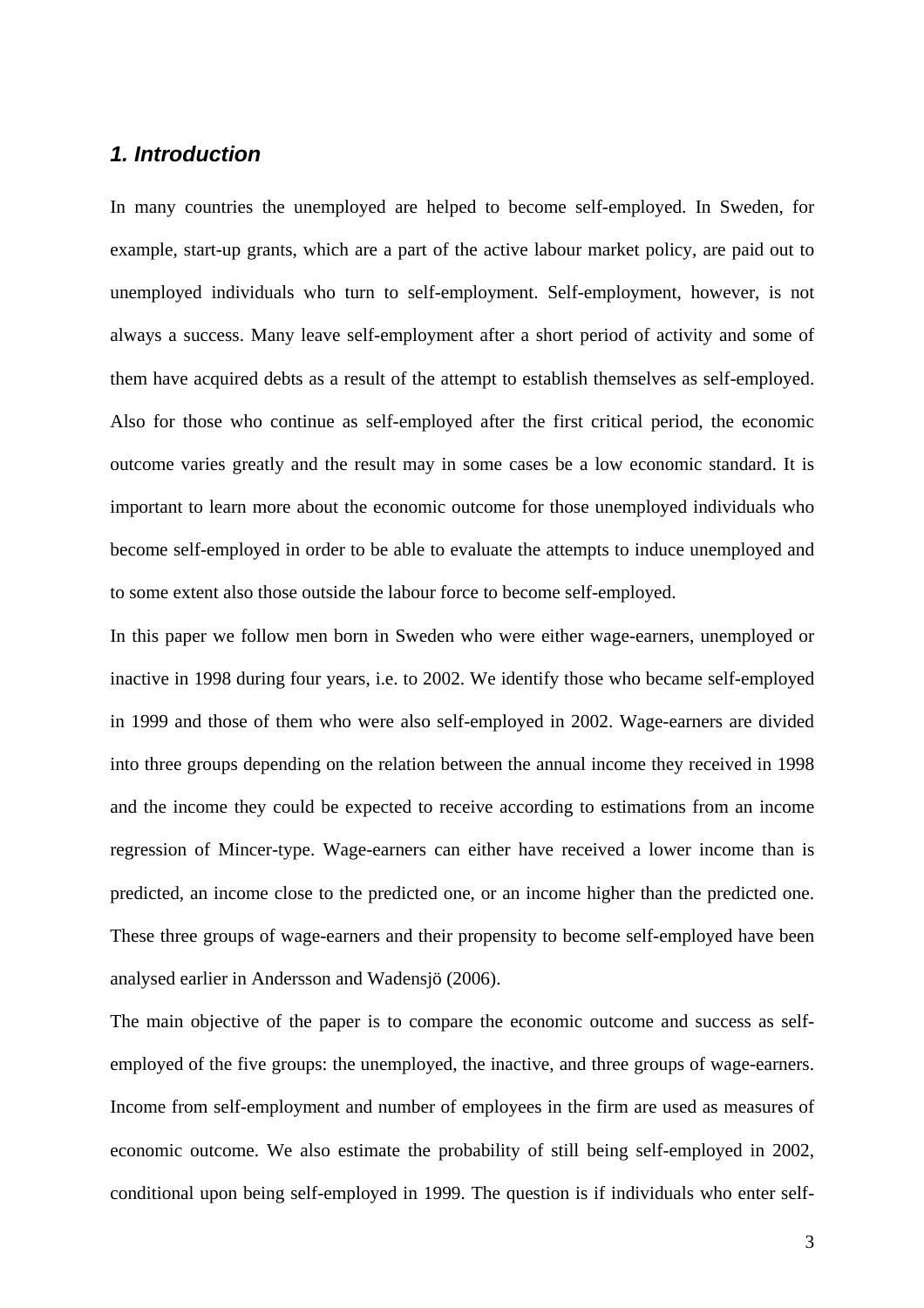## *1. Introduction*

In many countries the unemployed are helped to become self-employed. In Sweden, for example, start-up grants, which are a part of the active labour market policy, are paid out to unemployed individuals who turn to self-employment. Self-employment, however, is not always a success. Many leave self-employment after a short period of activity and some of them have acquired debts as a result of the attempt to establish themselves as self-employed. Also for those who continue as self-employed after the first critical period, the economic outcome varies greatly and the result may in some cases be a low economic standard. It is important to learn more about the economic outcome for those unemployed individuals who become self-employed in order to be able to evaluate the attempts to induce unemployed and to some extent also those outside the labour force to become self-employed.

In this paper we follow men born in Sweden who were either wage-earners, unemployed or inactive in 1998 during four years, i.e. to 2002. We identify those who became self-employed in 1999 and those of them who were also self-employed in 2002. Wage-earners are divided into three groups depending on the relation between the annual income they received in 1998 and the income they could be expected to receive according to estimations from an income regression of Mincer-type. Wage-earners can either have received a lower income than is predicted, an income close to the predicted one, or an income higher than the predicted one. These three groups of wage-earners and their propensity to become self-employed have been analysed earlier in Andersson and Wadensjö (2006).

The main objective of the paper is to compare the economic outcome and success as self-employed of the five groups: the unemployed, the inactive, and three groups of wage-earners. Income from self-employment and number of employees in the firm are used as measures of economic outcome. We also estimate the probability of still being self-employed in 2002, conditional upon being self-employed in 1999. The question is if individuals who enter self-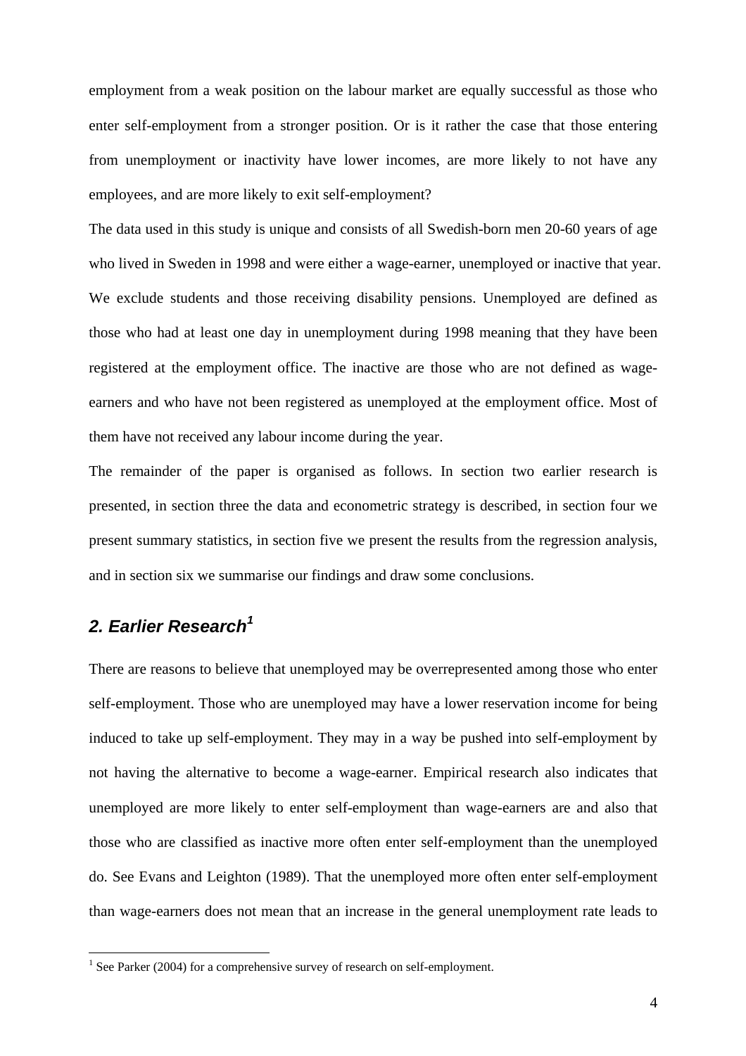employment from a weak position on the labour market are equally successful as those who enter self-employment from a stronger position. Or is it rather the case that those entering from unemployment or inactivity have lower incomes, are more likely to not have any employees, and are more likely to exit self-employment?

The data used in this study is unique and consists of all Swedish-born men 20-60 years of age who lived in Sweden in 1998 and were either a wage-earner, unemployed or inactive that year. We exclude students and those receiving disability pensions. Unemployed are defined as those who had at least one day in unemployment during 1998 meaning that they have been registered at the employment office. The inactive are those who are not defined as wage-earners and who have not been registered as unemployed at the employment office. Most of them have not received any labour income during the year.

The remainder of the paper is organised as follows. In section two earlier research is presented, in section three the data and econometric strategy is described, in section four we present summary statistics, in section five we present the results from the regression analysis, and in section six we summarise our findings and draw some conclusions.

## *2. Earlier Research*[1]

There are reasons to believe that unemployed may be overrepresented among those who enter self-employment. Those who are unemployed may have a lower reservation income for being induced to take up self-employment. They may in a way be pushed into self-employment by not having the alternative to become a wage-earner. Empirical research also indicates that unemployed are more likely to enter self-employment than wage-earners are and also that those who are classified as inactive more often enter self-employment than the unemployed do. See Evans and Leighton (1989). That the unemployed more often enter self-employment than wage-earners does not mean that an increase in the general unemployment rate leads to

[1] See Parker (2004) for a comprehensive survey of research on self-employment.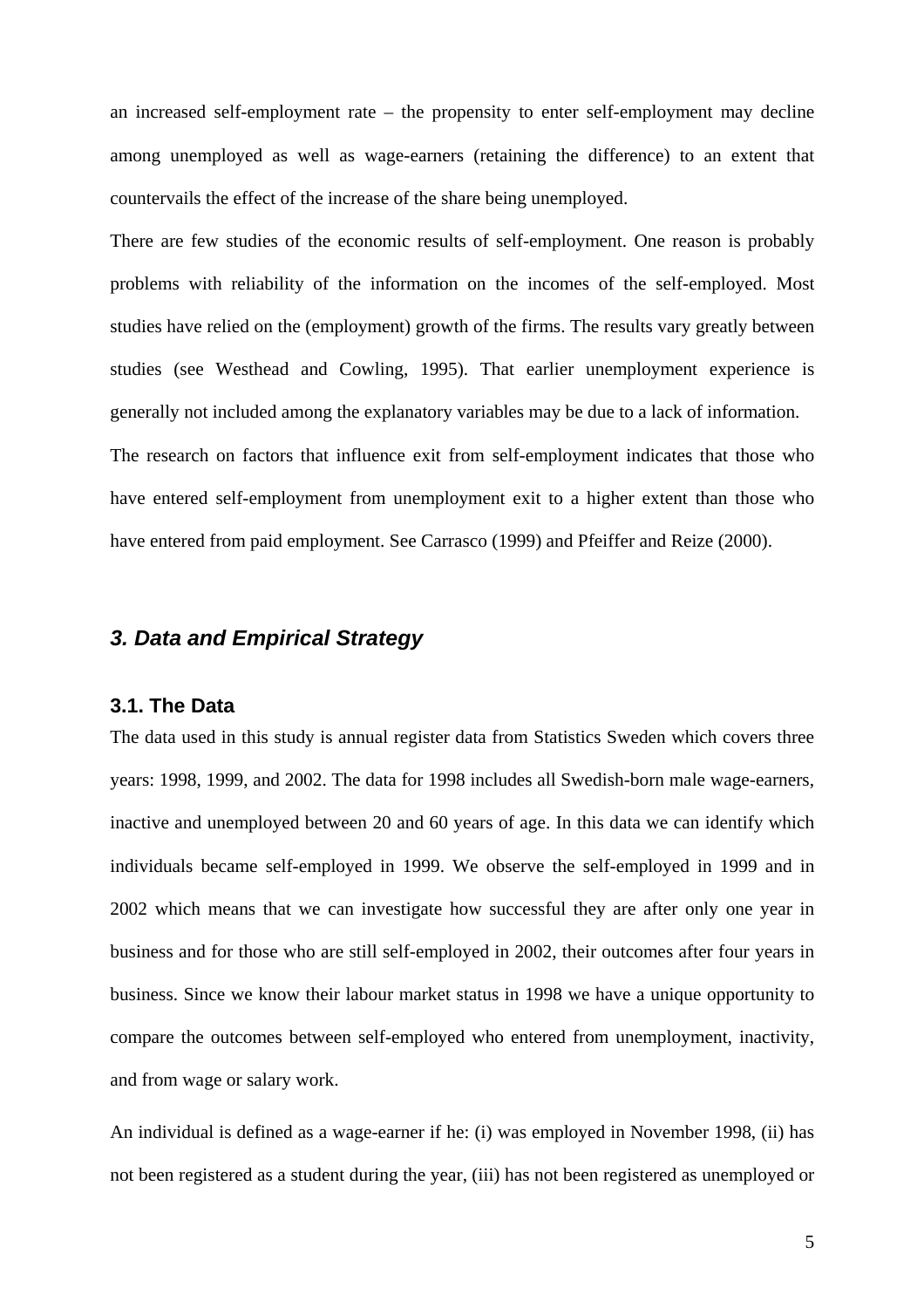an increased self-employment rate – the propensity to enter self-employment may decline among unemployed as well as wage-earners (retaining the difference) to an extent that countervails the effect of the increase of the share being unemployed.

There are few studies of the economic results of self-employment. One reason is probably problems with reliability of the information on the incomes of the self-employed. Most studies have relied on the (employment) growth of the firms. The results vary greatly between studies (see Westhead and Cowling, 1995). That earlier unemployment experience is generally not included among the explanatory variables may be due to a lack of information.

The research on factors that influence exit from self-employment indicates that those who have entered self-employment from unemployment exit to a higher extent than those who have entered from paid employment. See Carrasco (1999) and Pfeiffer and Reize (2000).

## *3. Data and Empirical Strategy*

### 3.1. The Data

The data used in this study is annual register data from Statistics Sweden which covers three years: 1998, 1999, and 2002. The data for 1998 includes all Swedish-born male wage-earners, inactive and unemployed between 20 and 60 years of age. In this data we can identify which individuals became self-employed in 1999. We observe the self-employed in 1999 and in 2002 which means that we can investigate how successful they are after only one year in business and for those who are still self-employed in 2002, their outcomes after four years in business. Since we know their labour market status in 1998 we have a unique opportunity to compare the outcomes between self-employed who entered from unemployment, inactivity, and from wage or salary work.

An individual is defined as a wage-earner if he: (i) was employed in November 1998, (ii) has not been registered as a student during the year, (iii) has not been registered as unemployed or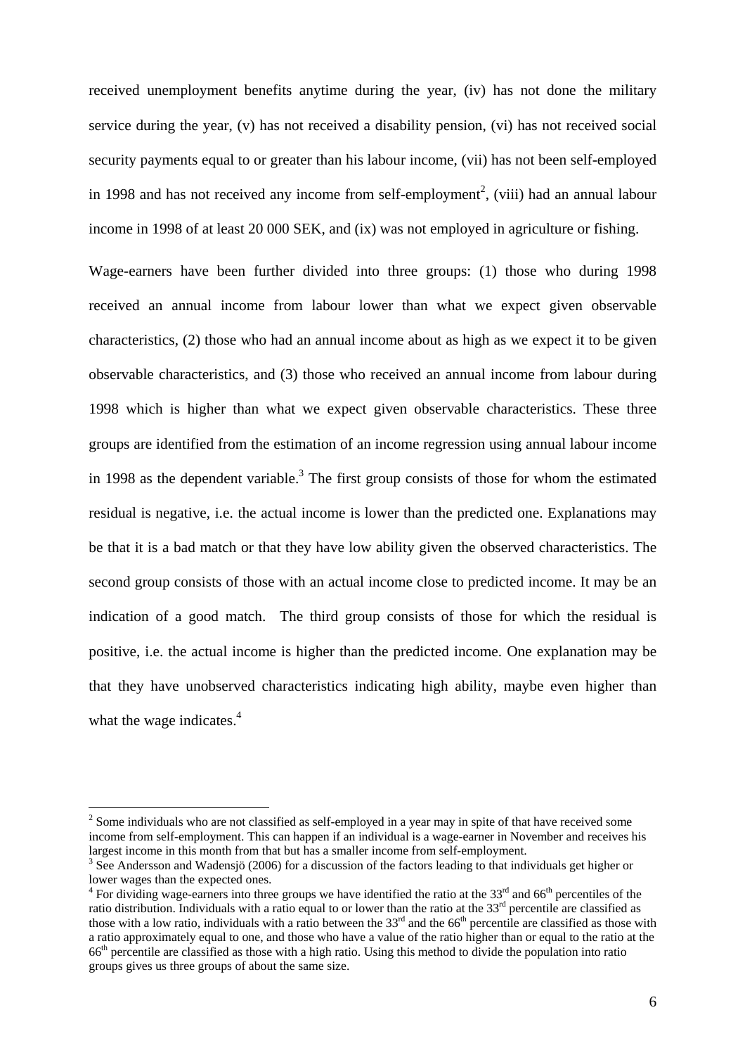received unemployment benefits anytime during the year, (iv) has not done the military service during the year, (v) has not received a disability pension, (vi) has not received social security payments equal to or greater than his labour income, (vii) has not been self-employed in 1998 and has not received any income from self-employment[2], (viii) had an annual labour income in 1998 of at least 20 000 SEK, and (ix) was not employed in agriculture or fishing.

Wage-earners have been further divided into three groups: (1) those who during 1998 received an annual income from labour lower than what we expect given observable characteristics, (2) those who had an annual income about as high as we expect it to be given observable characteristics, and (3) those who received an annual income from labour during 1998 which is higher than what we expect given observable characteristics. These three groups are identified from the estimation of an income regression using annual labour income in 1998 as the dependent variable.[3] The first group consists of those for whom the estimated residual is negative, i.e. the actual income is lower than the predicted one. Explanations may be that it is a bad match or that they have low ability given the observed characteristics. The second group consists of those with an actual income close to predicted income. It may be an indication of a good match. The third group consists of those for which the residual is positive, i.e. the actual income is higher than the predicted income. One explanation may be that they have unobserved characteristics indicating high ability, maybe even higher than what the wage indicates.[4]

---

[2] Some individuals who are not classified as self-employed in a year may in spite of that have received some income from self-employment. This can happen if an individual is a wage-earner in November and receives his largest income in this month from that but has a smaller income from self-employment.

[3] See Andersson and Wadensjö (2006) for a discussion of the factors leading to that individuals get higher or lower wages than the expected ones.

[4] For dividing wage-earners into three groups we have identified the ratio at the 33rd and 66th percentiles of the ratio distribution. Individuals with a ratio equal to or lower than the ratio at the 33rd percentile are classified as those with a low ratio, individuals with a ratio between the 33rd and the 66th percentile are classified as those with a ratio approximately equal to one, and those who have a value of the ratio higher than or equal to the ratio at the 66th percentile are classified as those with a high ratio. Using this method to divide the population into ratio groups gives us three groups of about the same size.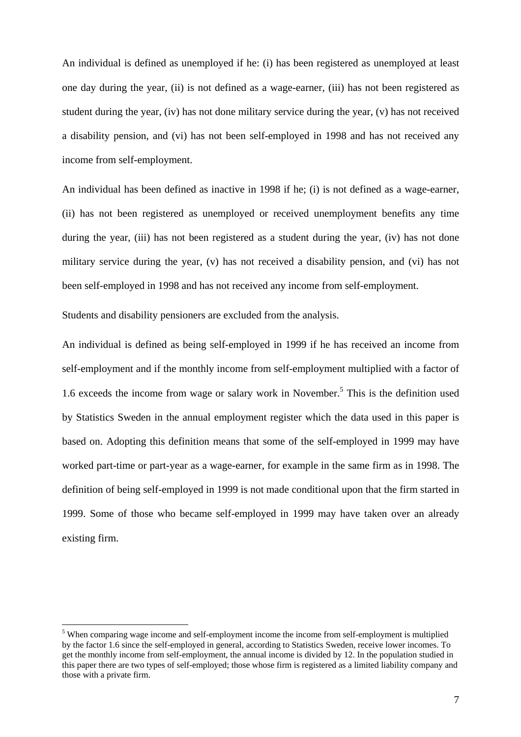An individual is defined as unemployed if he: (i) has been registered as unemployed at least one day during the year, (ii) is not defined as a wage-earner, (iii) has not been registered as student during the year, (iv) has not done military service during the year, (v) has not received a disability pension, and (vi) has not been self-employed in 1998 and has not received any income from self-employment.

An individual has been defined as inactive in 1998 if he; (i) is not defined as a wage-earner, (ii) has not been registered as unemployed or received unemployment benefits any time during the year, (iii) has not been registered as a student during the year, (iv) has not done military service during the year, (v) has not received a disability pension, and (vi) has not been self-employed in 1998 and has not received any income from self-employment.

Students and disability pensioners are excluded from the analysis.

An individual is defined as being self-employed in 1999 if he has received an income from self-employment and if the monthly income from self-employment multiplied with a factor of 1.6 exceeds the income from wage or salary work in November.[5] This is the definition used by Statistics Sweden in the annual employment register which the data used in this paper is based on. Adopting this definition means that some of the self-employed in 1999 may have worked part-time or part-year as a wage-earner, for example in the same firm as in 1998. The definition of being self-employed in 1999 is not made conditional upon that the firm started in 1999. Some of those who became self-employed in 1999 may have taken over an already existing firm.

[5] When comparing wage income and self-employment income the income from self-employment is multiplied by the factor 1.6 since the self-employed in general, according to Statistics Sweden, receive lower incomes. To get the monthly income from self-employment, the annual income is divided by 12. In the population studied in this paper there are two types of self-employed; those whose firm is registered as a limited liability company and those with a private firm.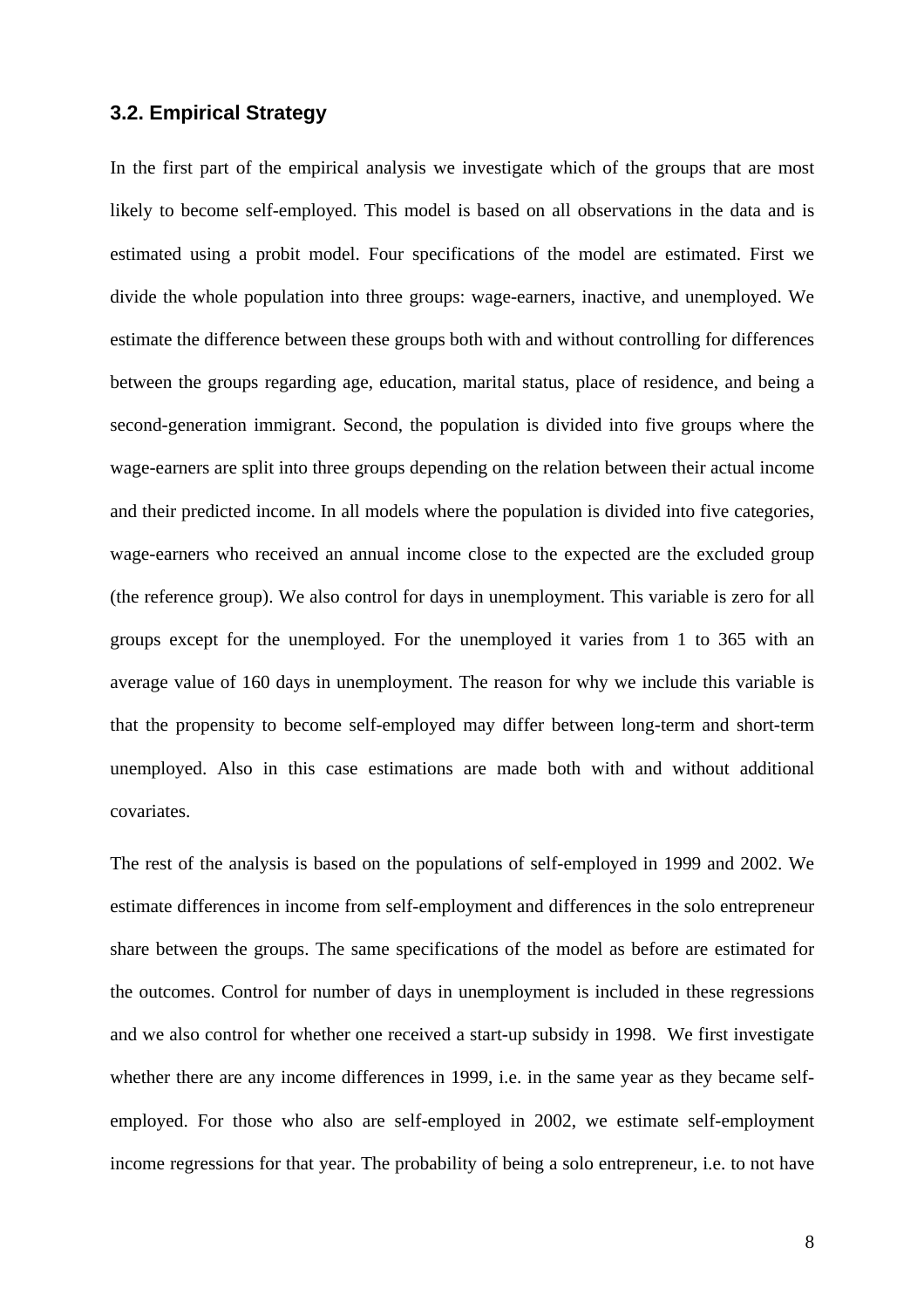### 3.2. Empirical Strategy

In the first part of the empirical analysis we investigate which of the groups that are most likely to become self-employed. This model is based on all observations in the data and is estimated using a probit model. Four specifications of the model are estimated. First we divide the whole population into three groups: wage-earners, inactive, and unemployed. We estimate the difference between these groups both with and without controlling for differences between the groups regarding age, education, marital status, place of residence, and being a second-generation immigrant. Second, the population is divided into five groups where the wage-earners are split into three groups depending on the relation between their actual income and their predicted income. In all models where the population is divided into five categories, wage-earners who received an annual income close to the expected are the excluded group (the reference group). We also control for days in unemployment. This variable is zero for all groups except for the unemployed. For the unemployed it varies from 1 to 365 with an average value of 160 days in unemployment. The reason for why we include this variable is that the propensity to become self-employed may differ between long-term and short-term unemployed. Also in this case estimations are made both with and without additional covariates.

The rest of the analysis is based on the populations of self-employed in 1999 and 2002. We estimate differences in income from self-employment and differences in the solo entrepreneur share between the groups. The same specifications of the model as before are estimated for the outcomes. Control for number of days in unemployment is included in these regressions and we also control for whether one received a start-up subsidy in 1998. We first investigate whether there are any income differences in 1999, i.e. in the same year as they became self-employed. For those who also are self-employed in 2002, we estimate self-employment income regressions for that year. The probability of being a solo entrepreneur, i.e. to not have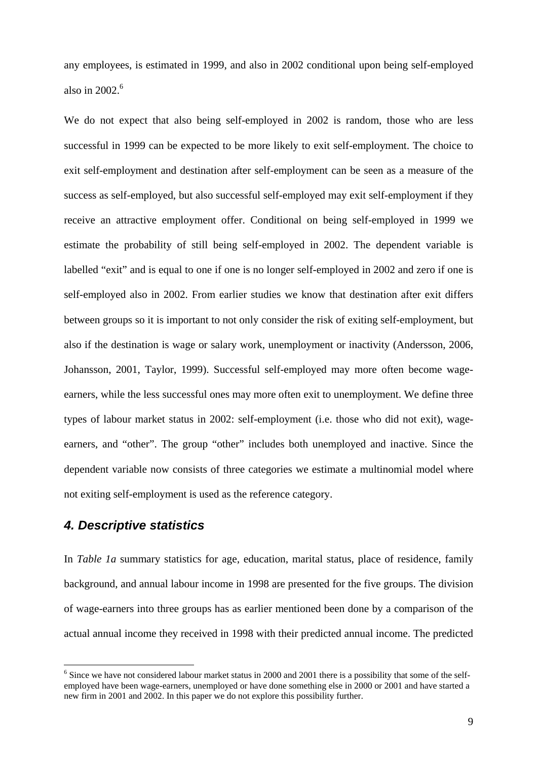any employees, is estimated in 1999, and also in 2002 conditional upon being self-employed also in 2002.[6]

We do not expect that also being self-employed in 2002 is random, those who are less successful in 1999 can be expected to be more likely to exit self-employment. The choice to exit self-employment and destination after self-employment can be seen as a measure of the success as self-employed, but also successful self-employed may exit self-employment if they receive an attractive employment offer. Conditional on being self-employed in 1999 we estimate the probability of still being self-employed in 2002. The dependent variable is labelled "exit" and is equal to one if one is no longer self-employed in 2002 and zero if one is self-employed also in 2002. From earlier studies we know that destination after exit differs between groups so it is important to not only consider the risk of exiting self-employment, but also if the destination is wage or salary work, unemployment or inactivity (Andersson, 2006, Johansson, 2001, Taylor, 1999). Successful self-employed may more often become wage-earners, while the less successful ones may more often exit to unemployment. We define three types of labour market status in 2002: self-employment (i.e. those who did not exit), wage-earners, and "other". The group "other" includes both unemployed and inactive. Since the dependent variable now consists of three categories we estimate a multinomial model where not exiting self-employment is used as the reference category.

## *4. Descriptive statistics*

In *Table 1a* summary statistics for age, education, marital status, place of residence, family background, and annual labour income in 1998 are presented for the five groups. The division of wage-earners into three groups has as earlier mentioned been done by a comparison of the actual annual income they received in 1998 with their predicted annual income. The predicted

[6] Since we have not considered labour market status in 2000 and 2001 there is a possibility that some of the self-employed have been wage-earners, unemployed or have done something else in 2000 or 2001 and have started a new firm in 2001 and 2002. In this paper we do not explore this possibility further.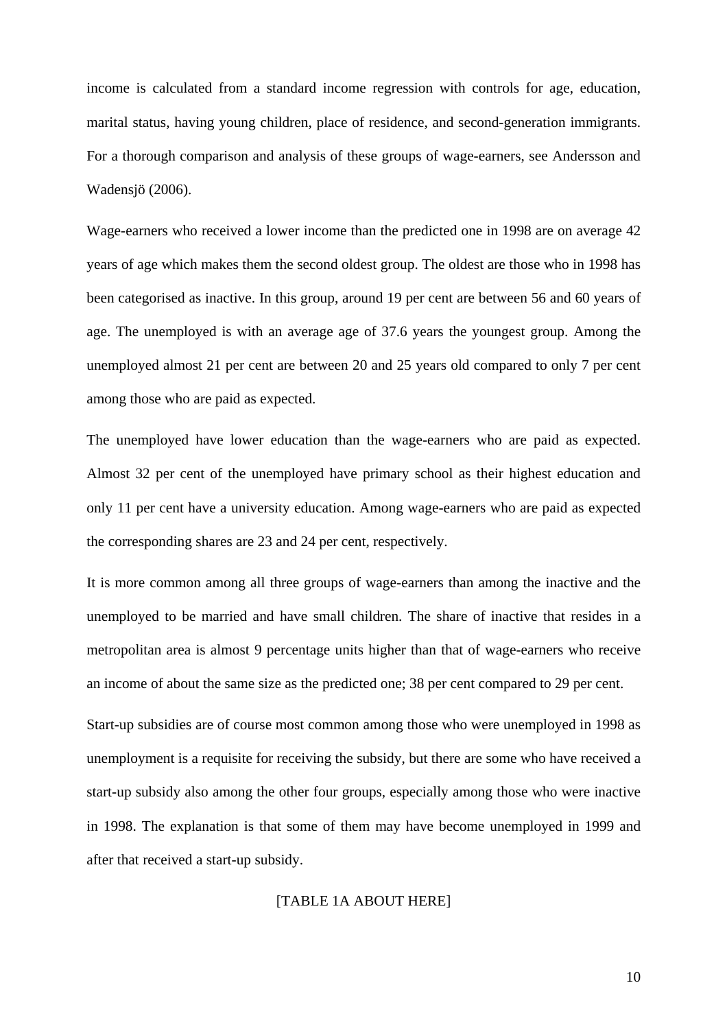income is calculated from a standard income regression with controls for age, education, marital status, having young children, place of residence, and second-generation immigrants. For a thorough comparison and analysis of these groups of wage-earners, see Andersson and Wadensjö (2006).

Wage-earners who received a lower income than the predicted one in 1998 are on average 42 years of age which makes them the second oldest group. The oldest are those who in 1998 has been categorised as inactive. In this group, around 19 per cent are between 56 and 60 years of age. The unemployed is with an average age of 37.6 years the youngest group. Among the unemployed almost 21 per cent are between 20 and 25 years old compared to only 7 per cent among those who are paid as expected.

The unemployed have lower education than the wage-earners who are paid as expected. Almost 32 per cent of the unemployed have primary school as their highest education and only 11 per cent have a university education. Among wage-earners who are paid as expected the corresponding shares are 23 and 24 per cent, respectively.

It is more common among all three groups of wage-earners than among the inactive and the unemployed to be married and have small children. The share of inactive that resides in a metropolitan area is almost 9 percentage units higher than that of wage-earners who receive an income of about the same size as the predicted one; 38 per cent compared to 29 per cent.

Start-up subsidies are of course most common among those who were unemployed in 1998 as unemployment is a requisite for receiving the subsidy, but there are some who have received a start-up subsidy also among the other four groups, especially among those who were inactive in 1998. The explanation is that some of them may have become unemployed in 1999 and after that received a start-up subsidy.

[TABLE 1A ABOUT HERE]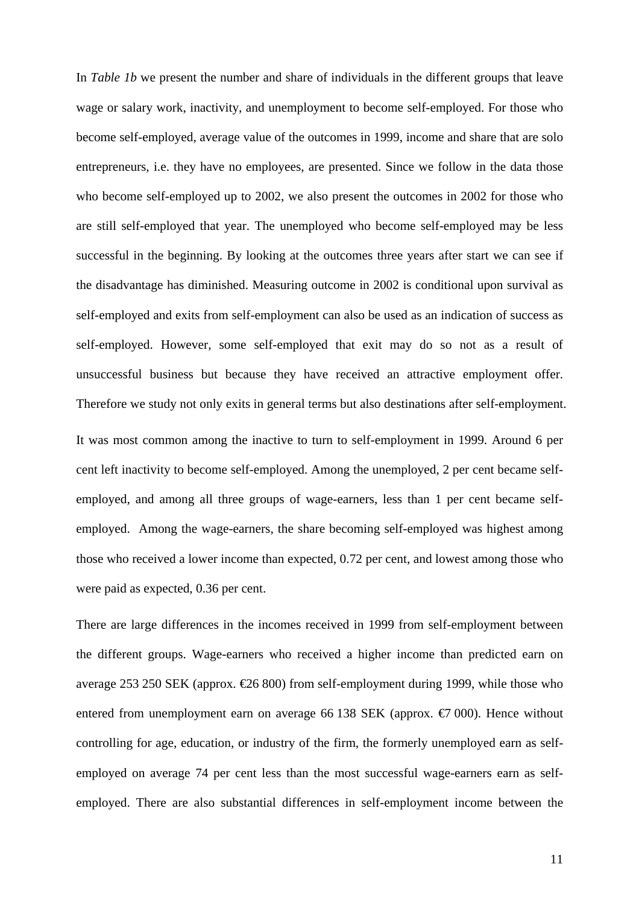In *Table 1b* we present the number and share of individuals in the different groups that leave wage or salary work, inactivity, and unemployment to become self-employed. For those who become self-employed, average value of the outcomes in 1999, income and share that are solo entrepreneurs, i.e. they have no employees, are presented. Since we follow in the data those who become self-employed up to 2002, we also present the outcomes in 2002 for those who are still self-employed that year. The unemployed who become self-employed may be less successful in the beginning. By looking at the outcomes three years after start we can see if the disadvantage has diminished. Measuring outcome in 2002 is conditional upon survival as self-employed and exits from self-employment can also be used as an indication of success as self-employed. However, some self-employed that exit may do so not as a result of unsuccessful business but because they have received an attractive employment offer. Therefore we study not only exits in general terms but also destinations after self-employment.

It was most common among the inactive to turn to self-employment in 1999. Around 6 per cent left inactivity to become self-employed. Among the unemployed, 2 per cent became self-employed, and among all three groups of wage-earners, less than 1 per cent became self-employed. Among the wage-earners, the share becoming self-employed was highest among those who received a lower income than expected, 0.72 per cent, and lowest among those who were paid as expected, 0.36 per cent.

There are large differences in the incomes received in 1999 from self-employment between the different groups. Wage-earners who received a higher income than predicted earn on average 253 250 SEK (approx. €26 800) from self-employment during 1999, while those who entered from unemployment earn on average 66 138 SEK (approx. €7 000). Hence without controlling for age, education, or industry of the firm, the formerly unemployed earn as self-employed on average 74 per cent less than the most successful wage-earners earn as self-employed. There are also substantial differences in self-employment income between the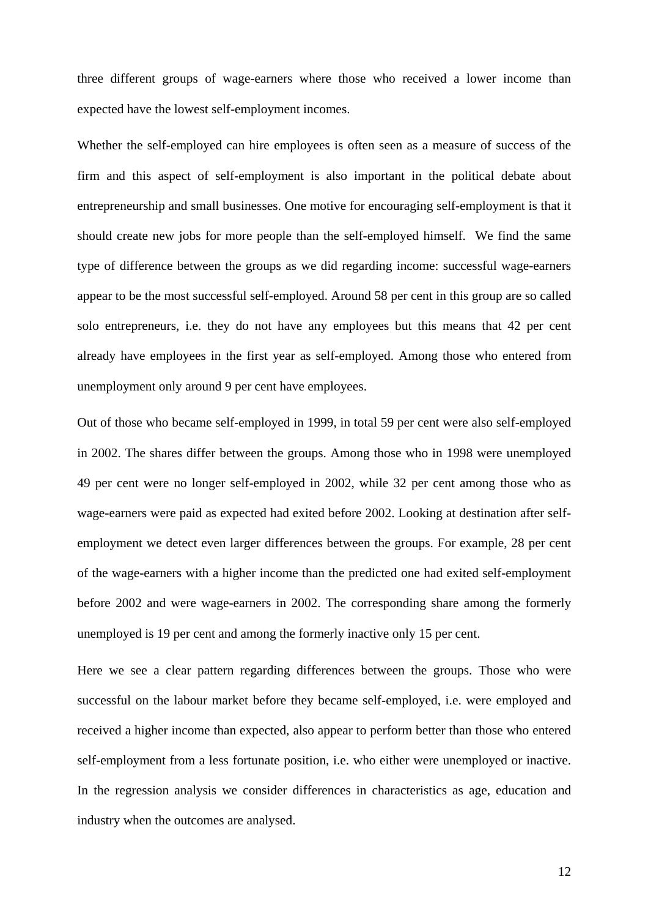three different groups of wage-earners where those who received a lower income than expected have the lowest self-employment incomes.

Whether the self-employed can hire employees is often seen as a measure of success of the firm and this aspect of self-employment is also important in the political debate about entrepreneurship and small businesses. One motive for encouraging self-employment is that it should create new jobs for more people than the self-employed himself.  We find the same type of difference between the groups as we did regarding income: successful wage-earners appear to be the most successful self-employed. Around 58 per cent in this group are so called solo entrepreneurs, i.e. they do not have any employees but this means that 42 per cent already have employees in the first year as self-employed. Among those who entered from unemployment only around 9 per cent have employees.

Out of those who became self-employed in 1999, in total 59 per cent were also self-employed in 2002. The shares differ between the groups. Among those who in 1998 were unemployed 49 per cent were no longer self-employed in 2002, while 32 per cent among those who as wage-earners were paid as expected had exited before 2002. Looking at destination after self-employment we detect even larger differences between the groups. For example, 28 per cent of the wage-earners with a higher income than the predicted one had exited self-employment before 2002 and were wage-earners in 2002. The corresponding share among the formerly unemployed is 19 per cent and among the formerly inactive only 15 per cent.

Here we see a clear pattern regarding differences between the groups. Those who were successful on the labour market before they became self-employed, i.e. were employed and received a higher income than expected, also appear to perform better than those who entered self-employment from a less fortunate position, i.e. who either were unemployed or inactive. In the regression analysis we consider differences in characteristics as age, education and industry when the outcomes are analysed.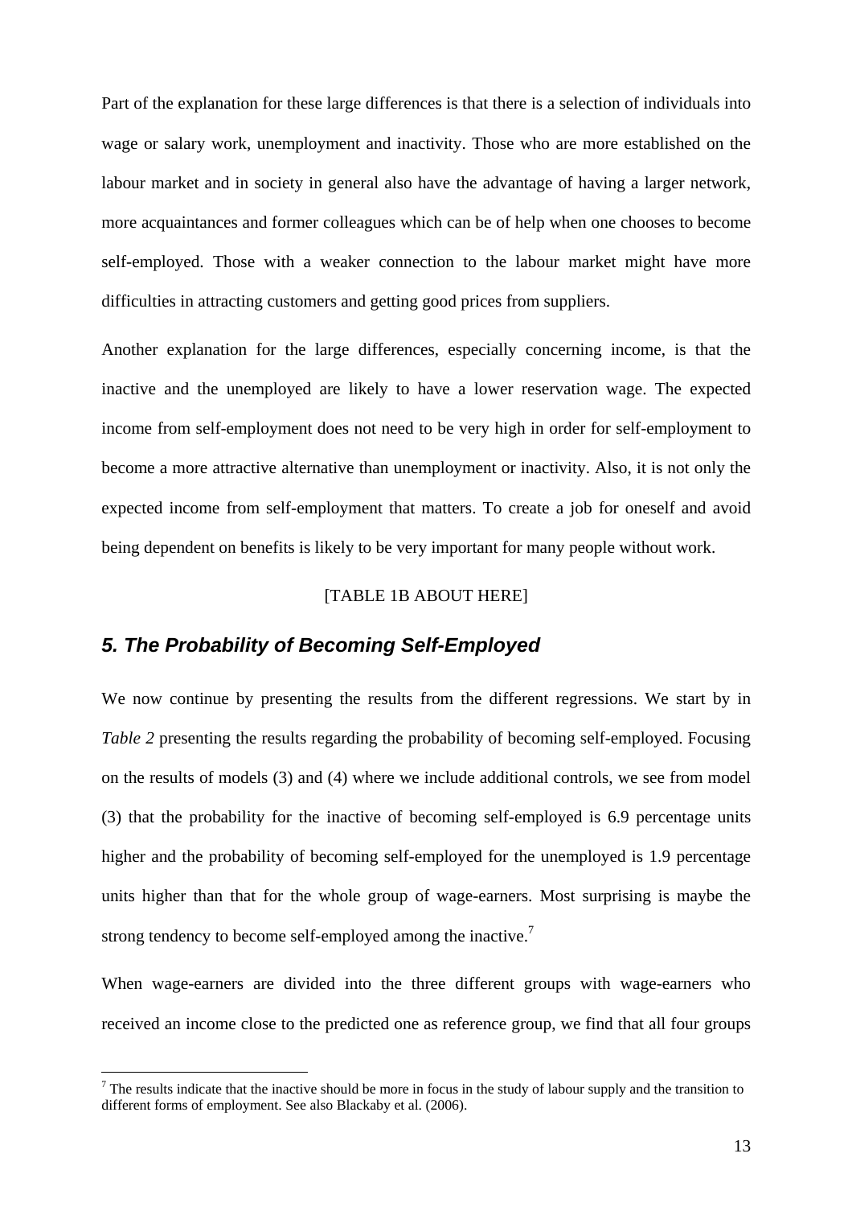Part of the explanation for these large differences is that there is a selection of individuals into wage or salary work, unemployment and inactivity. Those who are more established on the labour market and in society in general also have the advantage of having a larger network, more acquaintances and former colleagues which can be of help when one chooses to become self-employed. Those with a weaker connection to the labour market might have more difficulties in attracting customers and getting good prices from suppliers.

Another explanation for the large differences, especially concerning income, is that the inactive and the unemployed are likely to have a lower reservation wage. The expected income from self-employment does not need to be very high in order for self-employment to become a more attractive alternative than unemployment or inactivity. Also, it is not only the expected income from self-employment that matters. To create a job for oneself and avoid being dependent on benefits is likely to be very important for many people without work.

[TABLE 1B ABOUT HERE]

## *5. The Probability of Becoming Self-Employed*

We now continue by presenting the results from the different regressions. We start by in *Table 2* presenting the results regarding the probability of becoming self-employed. Focusing on the results of models (3) and (4) where we include additional controls, we see from model (3) that the probability for the inactive of becoming self-employed is 6.9 percentage units higher and the probability of becoming self-employed for the unemployed is 1.9 percentage units higher than that for the whole group of wage-earners. Most surprising is maybe the strong tendency to become self-employed among the inactive.[7]

When wage-earners are divided into the three different groups with wage-earners who received an income close to the predicted one as reference group, we find that all four groups

[7] The results indicate that the inactive should be more in focus in the study of labour supply and the transition to different forms of employment. See also Blackaby et al. (2006).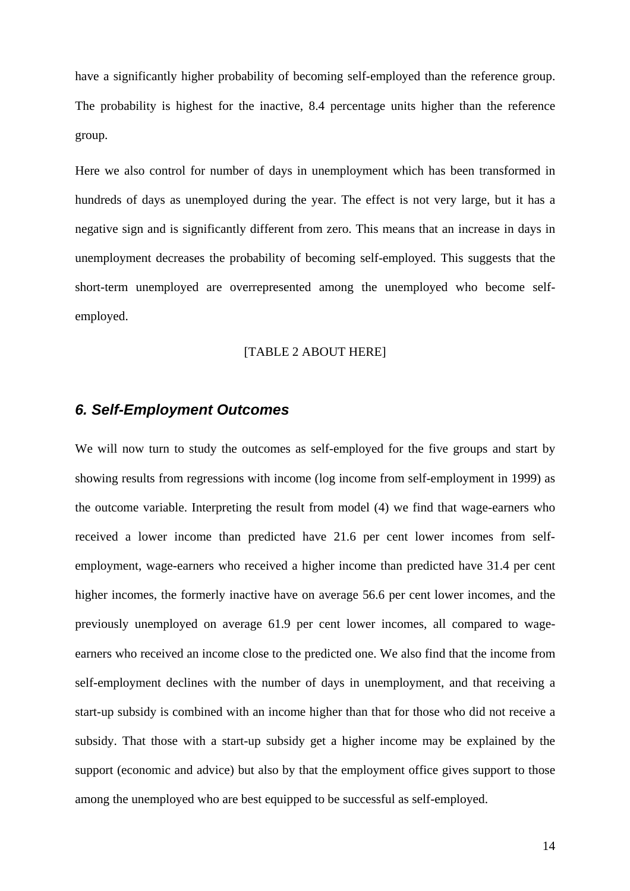have a significantly higher probability of becoming self-employed than the reference group. The probability is highest for the inactive, 8.4 percentage units higher than the reference group.

Here we also control for number of days in unemployment which has been transformed in hundreds of days as unemployed during the year. The effect is not very large, but it has a negative sign and is significantly different from zero. This means that an increase in days in unemployment decreases the probability of becoming self-employed. This suggests that the short-term unemployed are overrepresented among the unemployed who become self-employed.

[TABLE 2 ABOUT HERE]

## *6. Self-Employment Outcomes*

We will now turn to study the outcomes as self-employed for the five groups and start by showing results from regressions with income (log income from self-employment in 1999) as the outcome variable. Interpreting the result from model (4) we find that wage-earners who received a lower income than predicted have 21.6 per cent lower incomes from self-employment, wage-earners who received a higher income than predicted have 31.4 per cent higher incomes, the formerly inactive have on average 56.6 per cent lower incomes, and the previously unemployed on average 61.9 per cent lower incomes, all compared to wage-earners who received an income close to the predicted one. We also find that the income from self-employment declines with the number of days in unemployment, and that receiving a start-up subsidy is combined with an income higher than that for those who did not receive a subsidy. That those with a start-up subsidy get a higher income may be explained by the support (economic and advice) but also by that the employment office gives support to those among the unemployed who are best equipped to be successful as self-employed.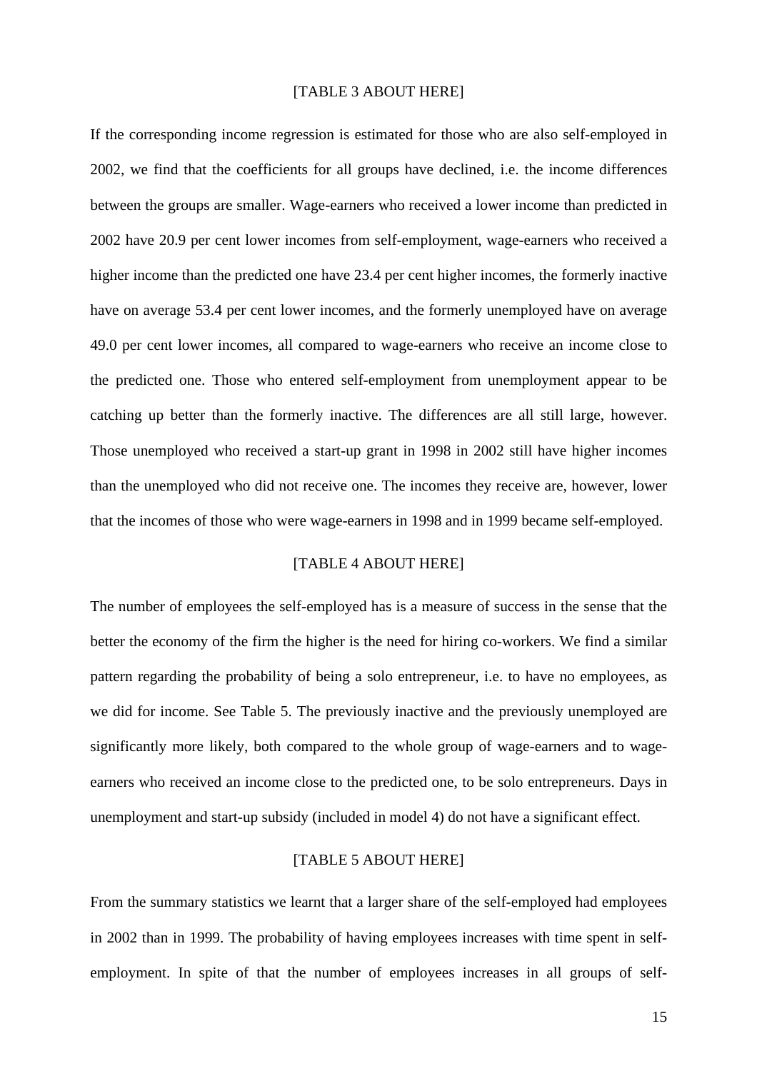[TABLE 3 ABOUT HERE]

If the corresponding income regression is estimated for those who are also self-employed in 2002, we find that the coefficients for all groups have declined, i.e. the income differences between the groups are smaller. Wage-earners who received a lower income than predicted in 2002 have 20.9 per cent lower incomes from self-employment, wage-earners who received a higher income than the predicted one have 23.4 per cent higher incomes, the formerly inactive have on average 53.4 per cent lower incomes, and the formerly unemployed have on average 49.0 per cent lower incomes, all compared to wage-earners who receive an income close to the predicted one. Those who entered self-employment from unemployment appear to be catching up better than the formerly inactive. The differences are all still large, however. Those unemployed who received a start-up grant in 1998 in 2002 still have higher incomes than the unemployed who did not receive one. The incomes they receive are, however, lower that the incomes of those who were wage-earners in 1998 and in 1999 became self-employed.

[TABLE 4 ABOUT HERE]

The number of employees the self-employed has is a measure of success in the sense that the better the economy of the firm the higher is the need for hiring co-workers. We find a similar pattern regarding the probability of being a solo entrepreneur, i.e. to have no employees, as we did for income. See Table 5. The previously inactive and the previously unemployed are significantly more likely, both compared to the whole group of wage-earners and to wage-earners who received an income close to the predicted one, to be solo entrepreneurs. Days in unemployment and start-up subsidy (included in model 4) do not have a significant effect.

[TABLE 5 ABOUT HERE]

From the summary statistics we learnt that a larger share of the self-employed had employees in 2002 than in 1999. The probability of having employees increases with time spent in self-employment. In spite of that the number of employees increases in all groups of self-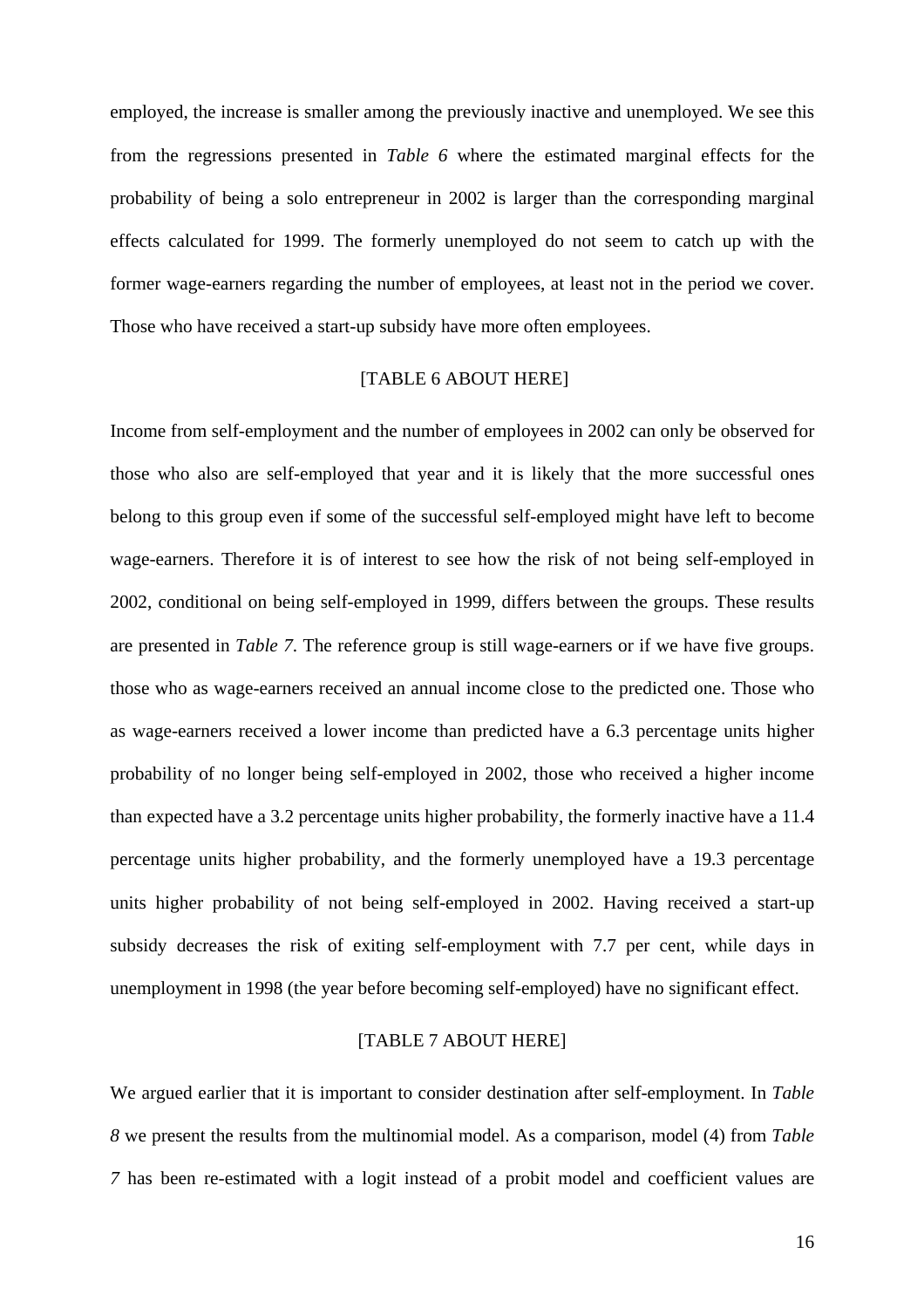employed, the increase is smaller among the previously inactive and unemployed. We see this from the regressions presented in *Table 6* where the estimated marginal effects for the probability of being a solo entrepreneur in 2002 is larger than the corresponding marginal effects calculated for 1999. The formerly unemployed do not seem to catch up with the former wage-earners regarding the number of employees, at least not in the period we cover. Those who have received a start-up subsidy have more often employees.

[TABLE 6 ABOUT HERE]

Income from self-employment and the number of employees in 2002 can only be observed for those who also are self-employed that year and it is likely that the more successful ones belong to this group even if some of the successful self-employed might have left to become wage-earners. Therefore it is of interest to see how the risk of not being self-employed in 2002, conditional on being self-employed in 1999, differs between the groups. These results are presented in *Table 7*. The reference group is still wage-earners or if we have five groups. those who as wage-earners received an annual income close to the predicted one. Those who as wage-earners received a lower income than predicted have a 6.3 percentage units higher probability of no longer being self-employed in 2002, those who received a higher income than expected have a 3.2 percentage units higher probability, the formerly inactive have a 11.4 percentage units higher probability, and the formerly unemployed have a 19.3 percentage units higher probability of not being self-employed in 2002. Having received a start-up subsidy decreases the risk of exiting self-employment with 7.7 per cent, while days in unemployment in 1998 (the year before becoming self-employed) have no significant effect.

[TABLE 7 ABOUT HERE]

We argued earlier that it is important to consider destination after self-employment. In *Table 8* we present the results from the multinomial model. As a comparison, model (4) from *Table 7* has been re-estimated with a logit instead of a probit model and coefficient values are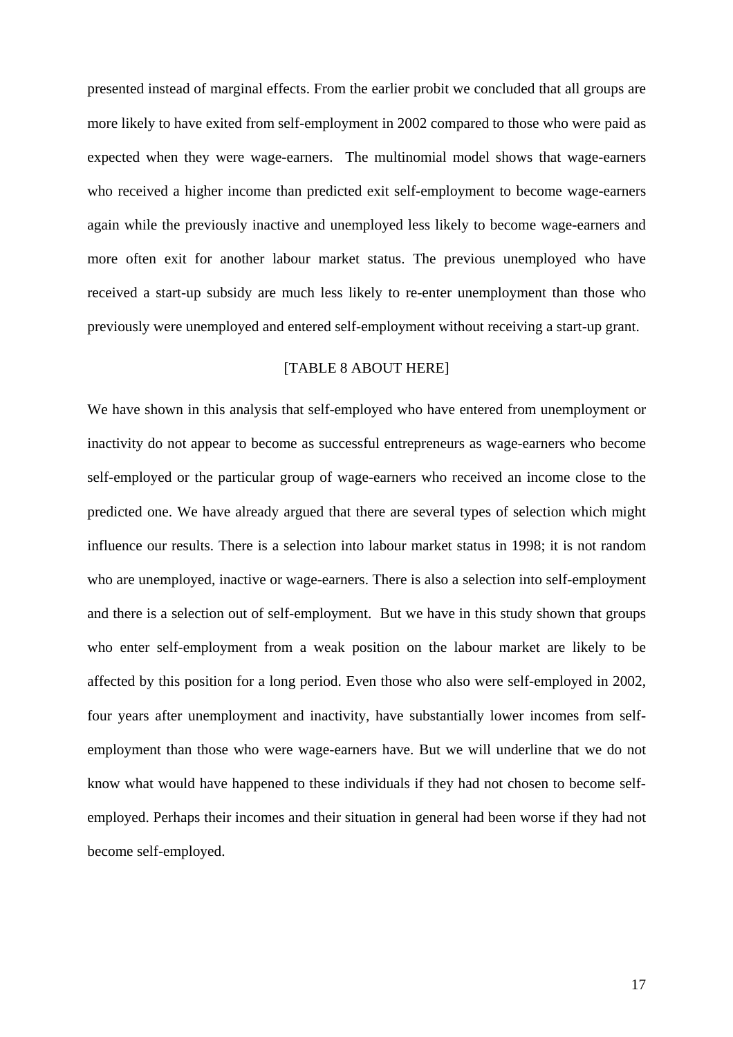presented instead of marginal effects. From the earlier probit we concluded that all groups are more likely to have exited from self-employment in 2002 compared to those who were paid as expected when they were wage-earners. The multinomial model shows that wage-earners who received a higher income than predicted exit self-employment to become wage-earners again while the previously inactive and unemployed less likely to become wage-earners and more often exit for another labour market status. The previous unemployed who have received a start-up subsidy are much less likely to re-enter unemployment than those who previously were unemployed and entered self-employment without receiving a start-up grant.

[TABLE 8 ABOUT HERE]

We have shown in this analysis that self-employed who have entered from unemployment or inactivity do not appear to become as successful entrepreneurs as wage-earners who become self-employed or the particular group of wage-earners who received an income close to the predicted one. We have already argued that there are several types of selection which might influence our results. There is a selection into labour market status in 1998; it is not random who are unemployed, inactive or wage-earners. There is also a selection into self-employment and there is a selection out of self-employment. But we have in this study shown that groups who enter self-employment from a weak position on the labour market are likely to be affected by this position for a long period. Even those who also were self-employed in 2002, four years after unemployment and inactivity, have substantially lower incomes from self-employment than those who were wage-earners have. But we will underline that we do not know what would have happened to these individuals if they had not chosen to become self-employed. Perhaps their incomes and their situation in general had been worse if they had not become self-employed.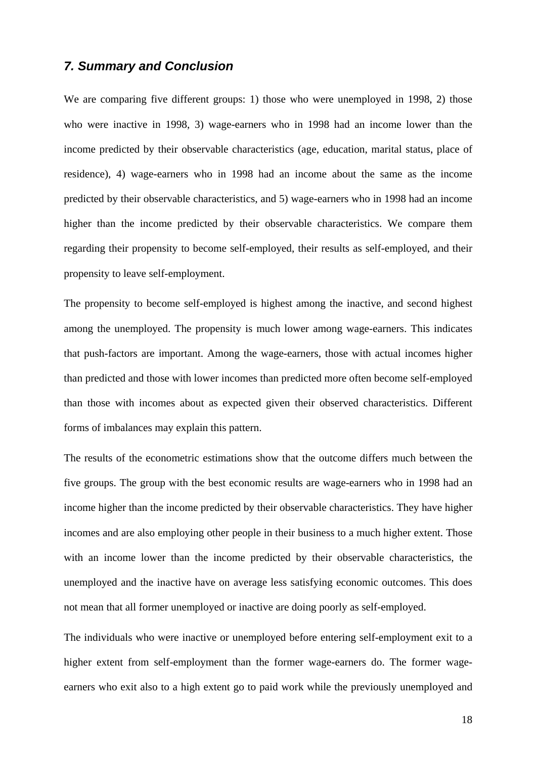### *7. Summary and Conclusion*

We are comparing five different groups: 1) those who were unemployed in 1998, 2) those who were inactive in 1998, 3) wage-earners who in 1998 had an income lower than the income predicted by their observable characteristics (age, education, marital status, place of residence), 4) wage-earners who in 1998 had an income about the same as the income predicted by their observable characteristics, and 5) wage-earners who in 1998 had an income higher than the income predicted by their observable characteristics. We compare them regarding their propensity to become self-employed, their results as self-employed, and their propensity to leave self-employment.

The propensity to become self-employed is highest among the inactive, and second highest among the unemployed. The propensity is much lower among wage-earners. This indicates that push-factors are important. Among the wage-earners, those with actual incomes higher than predicted and those with lower incomes than predicted more often become self-employed than those with incomes about as expected given their observed characteristics. Different forms of imbalances may explain this pattern.

The results of the econometric estimations show that the outcome differs much between the five groups. The group with the best economic results are wage-earners who in 1998 had an income higher than the income predicted by their observable characteristics. They have higher incomes and are also employing other people in their business to a much higher extent. Those with an income lower than the income predicted by their observable characteristics, the unemployed and the inactive have on average less satisfying economic outcomes. This does not mean that all former unemployed or inactive are doing poorly as self-employed.

The individuals who were inactive or unemployed before entering self-employment exit to a higher extent from self-employment than the former wage-earners do. The former wage-earners who exit also to a high extent go to paid work while the previously unemployed and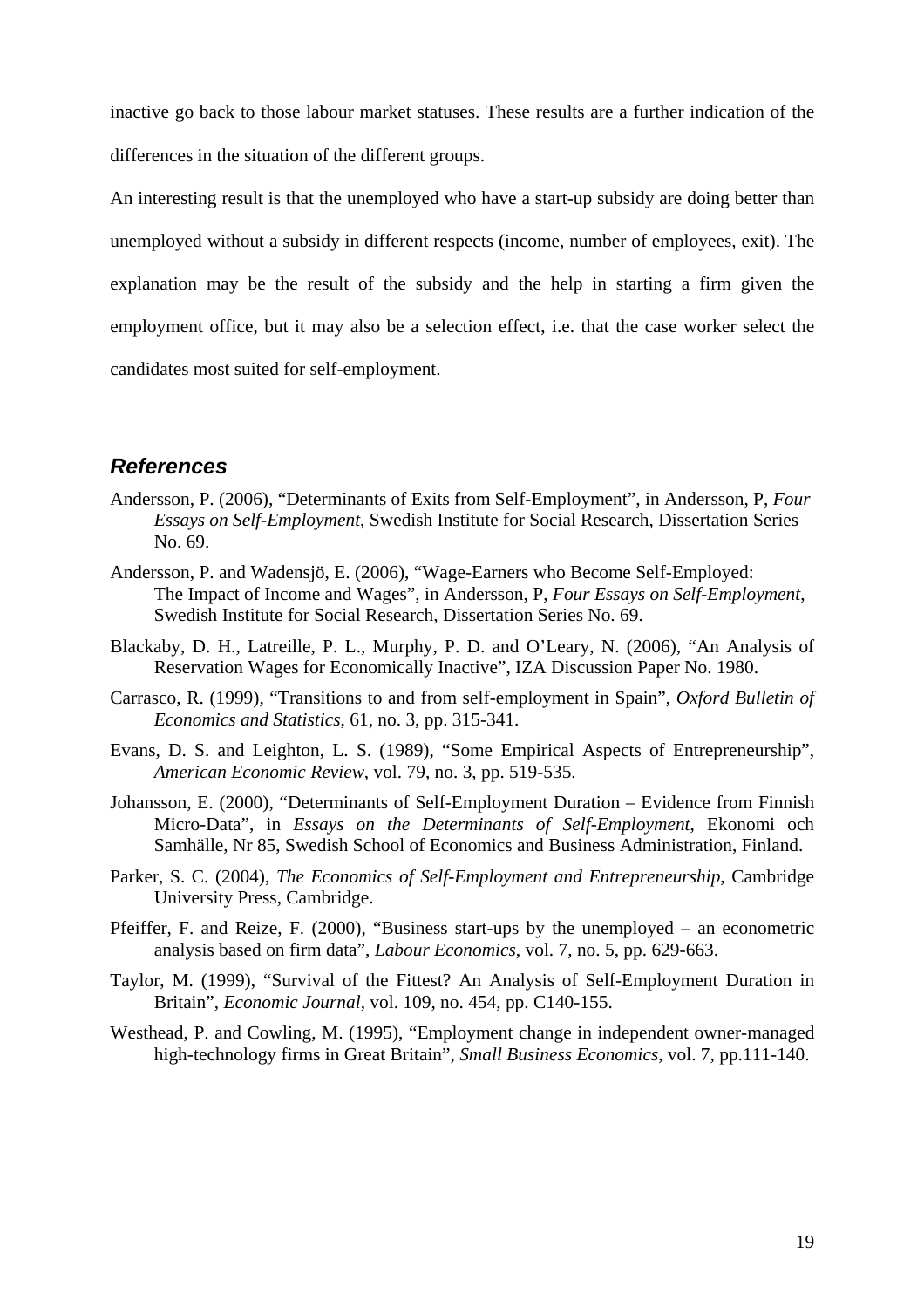inactive go back to those labour market statuses. These results are a further indication of the differences in the situation of the different groups.

An interesting result is that the unemployed who have a start-up subsidy are doing better than unemployed without a subsidy in different respects (income, number of employees, exit). The explanation may be the result of the subsidy and the help in starting a firm given the employment office, but it may also be a selection effect, i.e. that the case worker select the candidates most suited for self-employment.

## *References*

Andersson, P. (2006), "Determinants of Exits from Self-Employment", in Andersson, P, *Four Essays on Self-Employment*, Swedish Institute for Social Research, Dissertation Series No. 69.

Andersson, P. and Wadensjö, E. (2006), "Wage-Earners who Become Self-Employed: The Impact of Income and Wages", in Andersson, P, *Four Essays on Self-Employment*, Swedish Institute for Social Research, Dissertation Series No. 69.

Blackaby, D. H., Latreille, P. L., Murphy, P. D. and O'Leary, N. (2006), "An Analysis of Reservation Wages for Economically Inactive", IZA Discussion Paper No. 1980.

Carrasco, R. (1999), "Transitions to and from self-employment in Spain", *Oxford Bulletin of Economics and Statistics*, 61, no. 3, pp. 315-341.

Evans, D. S. and Leighton, L. S. (1989), "Some Empirical Aspects of Entrepreneurship", *American Economic Review*, vol. 79, no. 3, pp. 519-535.

Johansson, E. (2000), "Determinants of Self-Employment Duration – Evidence from Finnish Micro-Data", in *Essays on the Determinants of Self-Employment*, Ekonomi och Samhälle, Nr 85, Swedish School of Economics and Business Administration, Finland.

Parker, S. C. (2004), *The Economics of Self-Employment and Entrepreneurship*, Cambridge University Press, Cambridge.

Pfeiffer, F. and Reize, F. (2000), "Business start-ups by the unemployed – an econometric analysis based on firm data", *Labour Economics*, vol. 7, no. 5, pp. 629-663.

Taylor, M. (1999), "Survival of the Fittest? An Analysis of Self-Employment Duration in Britain", *Economic Journal*, vol. 109, no. 454, pp. C140-155.

Westhead, P. and Cowling, M. (1995), "Employment change in independent owner-managed high-technology firms in Great Britain", *Small Business Economics*, vol. 7, pp.111-140.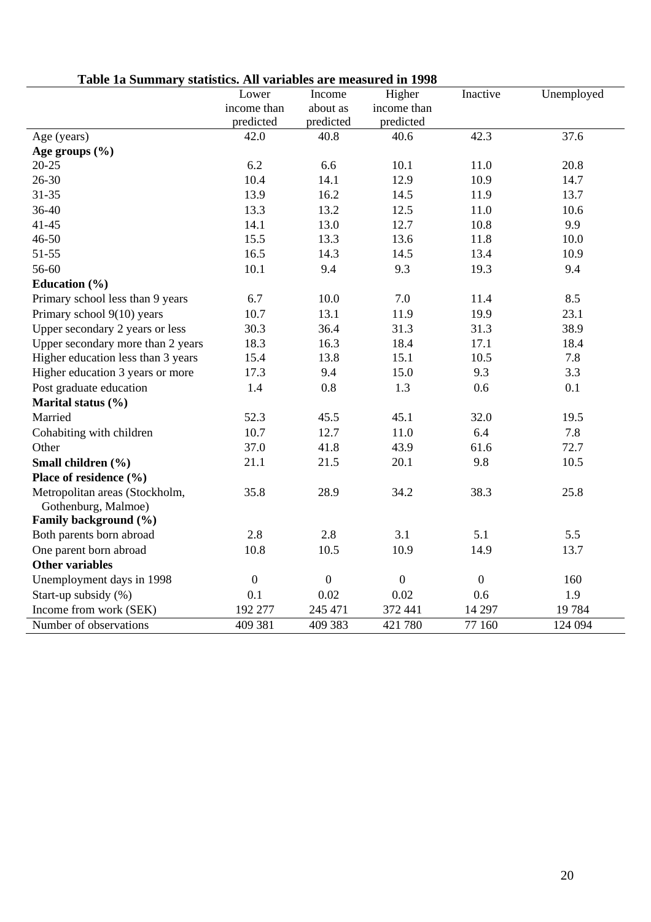**Table 1a Summary statistics. All variables are measured in 1998**

| | Lower income than predicted | Income about as predicted | Higher income than predicted | Inactive | Unemployed |
|---|---|---|---|---|---|
| Age (years) | 42.0 | 40.8 | 40.6 | 42.3 | 37.6 |
| **Age groups (%)** | | | | | |
| 20-25 | 6.2 | 6.6 | 10.1 | 11.0 | 20.8 |
| 26-30 | 10.4 | 14.1 | 12.9 | 10.9 | 14.7 |
| 31-35 | 13.9 | 16.2 | 14.5 | 11.9 | 13.7 |
| 36-40 | 13.3 | 13.2 | 12.5 | 11.0 | 10.6 |
| 41-45 | 14.1 | 13.0 | 12.7 | 10.8 | 9.9 |
| 46-50 | 15.5 | 13.3 | 13.6 | 11.8 | 10.0 |
| 51-55 | 16.5 | 14.3 | 14.5 | 13.4 | 10.9 |
| 56-60 | 10.1 | 9.4 | 9.3 | 19.3 | 9.4 |
| **Education (%)** | | | | | |
| Primary school less than 9 years | 6.7 | 10.0 | 7.0 | 11.4 | 8.5 |
| Primary school 9(10) years | 10.7 | 13.1 | 11.9 | 19.9 | 23.1 |
| Upper secondary 2 years or less | 30.3 | 36.4 | 31.3 | 31.3 | 38.9 |
| Upper secondary more than 2 years | 18.3 | 16.3 | 18.4 | 17.1 | 18.4 |
| Higher education less than 3 years | 15.4 | 13.8 | 15.1 | 10.5 | 7.8 |
| Higher education 3 years or more | 17.3 | 9.4 | 15.0 | 9.3 | 3.3 |
| Post graduate education | 1.4 | 0.8 | 1.3 | 0.6 | 0.1 |
| **Marital status (%)** | | | | | |
| Married | 52.3 | 45.5 | 45.1 | 32.0 | 19.5 |
| Cohabiting with children | 10.7 | 12.7 | 11.0 | 6.4 | 7.8 |
| Other | 37.0 | 41.8 | 43.9 | 61.6 | 72.7 |
| **Small children (%)** | 21.1 | 21.5 | 20.1 | 9.8 | 10.5 |
| **Place of residence (%)** | | | | | |
| Metropolitan areas (Stockholm, Gothenburg, Malmoe) | 35.8 | 28.9 | 34.2 | 38.3 | 25.8 |
| **Family background (%)** | | | | | |
| Both parents born abroad | 2.8 | 2.8 | 3.1 | 5.1 | 5.5 |
| One parent born abroad | 10.8 | 10.5 | 10.9 | 14.9 | 13.7 |
| **Other variables** | | | | | |
| Unemployment days in 1998 | 0 | 0 | 0 | 0 | 160 |
| Start-up subsidy (%) | 0.1 | 0.02 | 0.02 | 0.6 | 1.9 |
| Income from work (SEK) | 192 277 | 245 471 | 372 441 | 14 297 | 19 784 |
| Number of observations | 409 381 | 409 383 | 421 780 | 77 160 | 124 094 |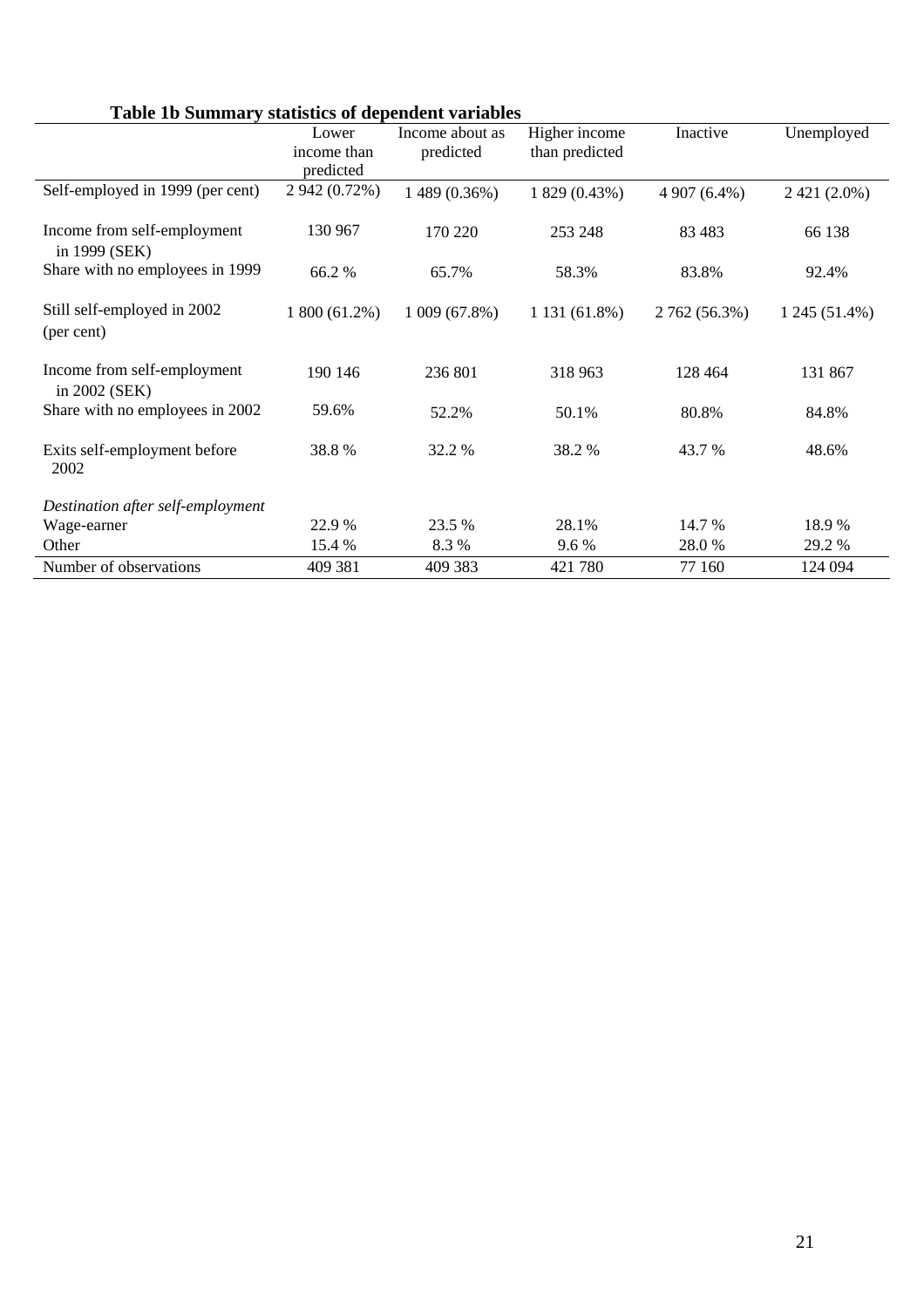**Table 1b Summary statistics of dependent variables**

| | Lower income than predicted | Income about as predicted | Higher income than predicted | Inactive | Unemployed |
|---|---|---|---|---|---|
| Self-employed in 1999 (per cent) | 2 942 (0.72%) | 1 489 (0.36%) | 1 829 (0.43%) | 4 907 (6.4%) | 2 421 (2.0%) |
| Income from self-employment in 1999 (SEK) | 130 967 | 170 220 | 253 248 | 83 483 | 66 138 |
| Share with no employees in 1999 | 66.2 % | 65.7% | 58.3% | 83.8% | 92.4% |
| Still self-employed in 2002 (per cent) | 1 800 (61.2%) | 1 009 (67.8%) | 1 131 (61.8%) | 2 762 (56.3%) | 1 245 (51.4%) |
| Income from self-employment in 2002 (SEK) | 190 146 | 236 801 | 318 963 | 128 464 | 131 867 |
| Share with no employees in 2002 | 59.6% | 52.2% | 50.1% | 80.8% | 84.8% |
| Exits self-employment before 2002 | 38.8 % | 32.2 % | 38.2 % | 43.7 % | 48.6% |
| *Destination after self-employment* | | | | | |
| Wage-earner | 22.9 % | 23.5 % | 28.1% | 14.7 % | 18.9 % |
| Other | 15.4 % | 8.3 % | 9.6 % | 28.0 % | 29.2 % |
| Number of observations | 409 381 | 409 383 | 421 780 | 77 160 | 124 094 |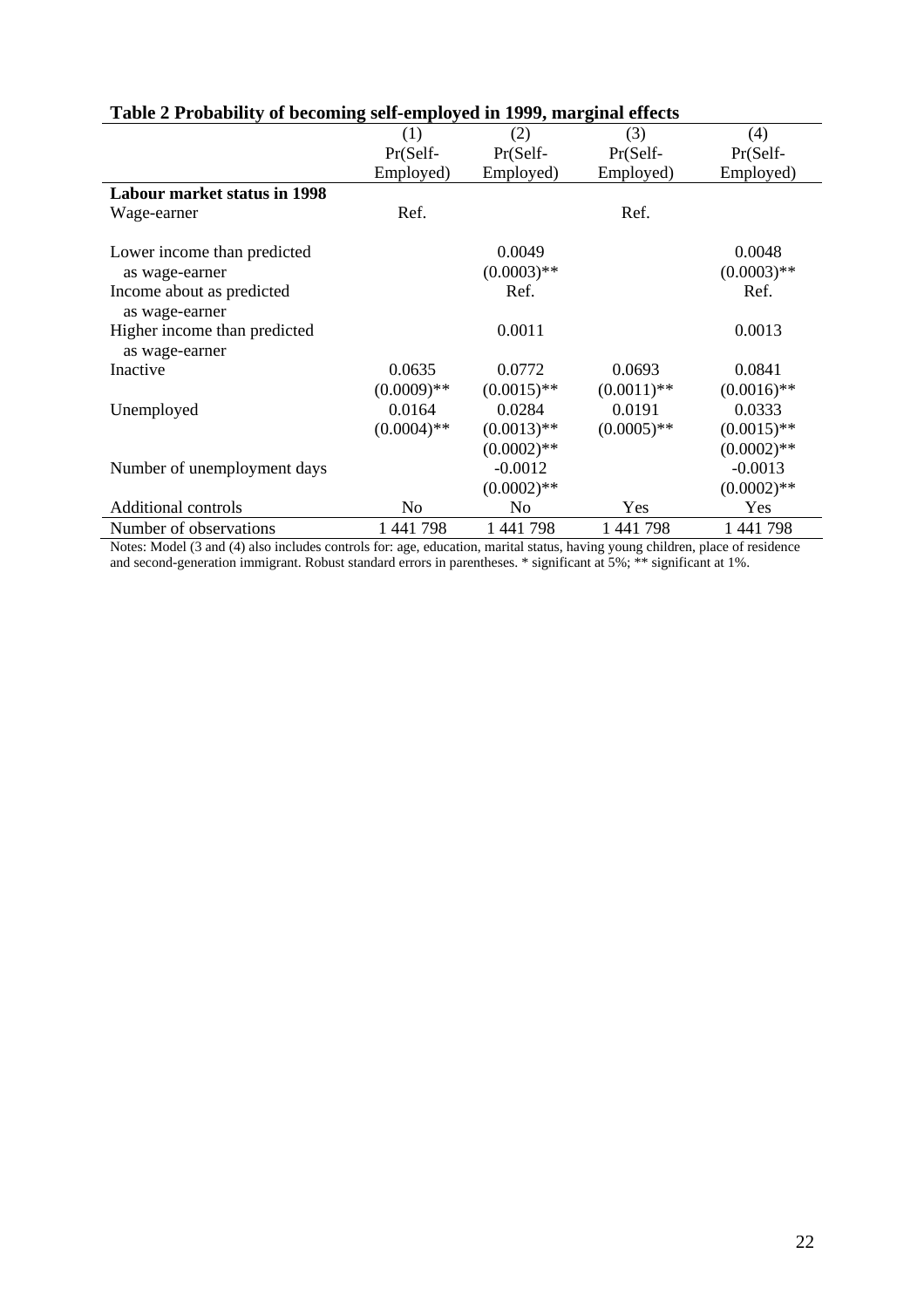**Table 2 Probability of becoming self-employed in 1999, marginal effects**

| | (1) Pr(Self-Employed) | (2) Pr(Self-Employed) | (3) Pr(Self-Employed) | (4) Pr(Self-Employed) |
|---|---|---|---|---|
| **Labour market status in 1998** | | | | |
| Wage-earner | Ref. | | Ref. | |
| Lower income than predicted as wage-earner | | 0.0049 | | 0.0048 |
| | | (0.0003)** | | (0.0003)** |
| Income about as predicted as wage-earner | | Ref. | | Ref. |
| Higher income than predicted as wage-earner | | 0.0011 | | 0.0013 |
| Inactive | 0.0635 | 0.0772 | 0.0693 | 0.0841 |
| | (0.0009)** | (0.0015)** | (0.0011)** | (0.0016)** |
| Unemployed | 0.0164 | 0.0284 | 0.0191 | 0.0333 |
| | (0.0004)** | (0.0013)** | (0.0005)** | (0.0015)** |
| | | (0.0002)** | | (0.0002)** |
| Number of unemployment days | | -0.0012 | | -0.0013 |
| | | (0.0002)** | | (0.0002)** |
| Additional controls | No | No | Yes | Yes |
| Number of observations | 1 441 798 | 1 441 798 | 1 441 798 | 1 441 798 |

Notes: Model (3 and (4) also includes controls for: age, education, marital status, having young children, place of residence and second-generation immigrant. Robust standard errors in parentheses. * significant at 5%; ** significant at 1%.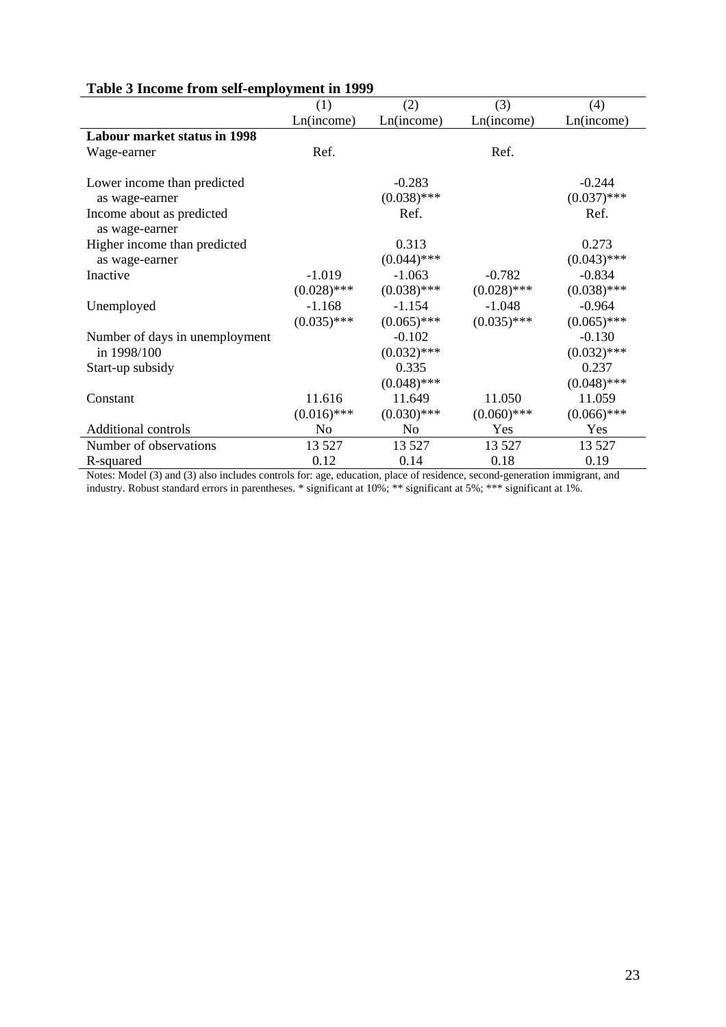**Table 3 Income from self-employment in 1999**

| | (1) | (2) | (3) | (4) |
|---|---|---|---|---|
| | Ln(income) | Ln(income) | Ln(income) | Ln(income) |
| **Labour market status in 1998** | | | | |
| Wage-earner | Ref. | | Ref. | |
| Lower income than predicted as wage-earner | | -0.283 (0.038)*** | | -0.244 (0.037)*** |
| Income about as predicted as wage-earner | | Ref. | | Ref. |
| Higher income than predicted as wage-earner | | 0.313 (0.044)*** | | 0.273 (0.043)*** |
| Inactive | -1.019 (0.028)*** | -1.063 (0.038)*** | -0.782 (0.028)*** | -0.834 (0.038)*** |
| Unemployed | -1.168 (0.035)*** | -1.154 (0.065)*** | -1.048 (0.035)*** | -0.964 (0.065)*** |
| Number of days in unemployment in 1998/100 | | -0.102 (0.032)*** | | -0.130 (0.032)*** |
| Start-up subsidy | | 0.335 (0.048)*** | | 0.237 (0.048)*** |
| Constant | 11.616 (0.016)*** | 11.649 (0.030)*** | 11.050 (0.060)*** | 11.059 (0.066)*** |
| Additional controls | No | No | Yes | Yes |
| Number of observations | 13 527 | 13 527 | 13 527 | 13 527 |
| R-squared | 0.12 | 0.14 | 0.18 | 0.19 |

Notes: Model (3) and (3) also includes controls for: age, education, place of residence, second-generation immigrant, and industry. Robust standard errors in parentheses. * significant at 10%; ** significant at 5%; *** significant at 1%.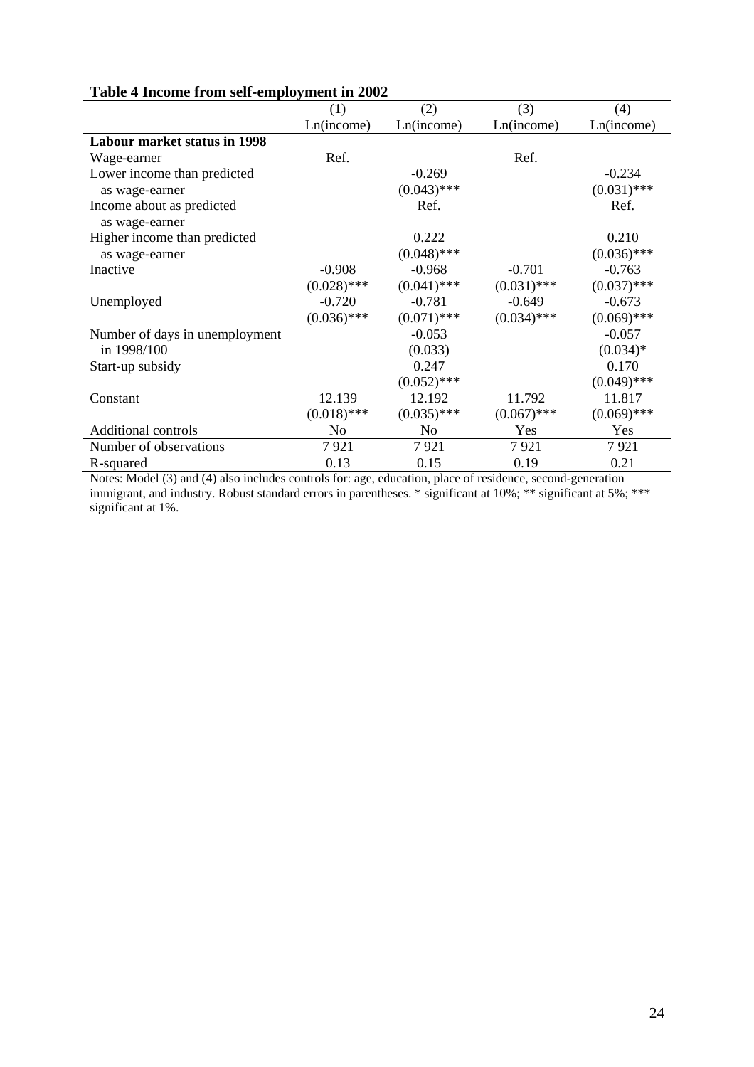**Table 4 Income from self-employment in 2002**

| | (1) | (2) | (3) | (4) |
|---|---|---|---|---|
| | Ln(income) | Ln(income) | Ln(income) | Ln(income) |
| **Labour market status in 1998** | | | | |
| Wage-earner | Ref. | | Ref. | |
| Lower income than predicted as wage-earner | | -0.269 | | -0.234 |
| | | (0.043)*** | | (0.031)*** |
| Income about as predicted as wage-earner | | Ref. | | Ref. |
| Higher income than predicted as wage-earner | | 0.222 | | 0.210 |
| | | (0.048)*** | | (0.036)*** |
| Inactive | -0.908 | -0.968 | -0.701 | -0.763 |
| | (0.028)*** | (0.041)*** | (0.031)*** | (0.037)*** |
| Unemployed | -0.720 | -0.781 | -0.649 | -0.673 |
| | (0.036)*** | (0.071)*** | (0.034)*** | (0.069)*** |
| Number of days in unemployment in 1998/100 | | -0.053 | | -0.057 |
| | | (0.033) | | (0.034)* |
| Start-up subsidy | | 0.247 | | 0.170 |
| | | (0.052)*** | | (0.049)*** |
| Constant | 12.139 | 12.192 | 11.792 | 11.817 |
| | (0.018)*** | (0.035)*** | (0.067)*** | (0.069)*** |
| Additional controls | No | No | Yes | Yes |
| Number of observations | 7 921 | 7 921 | 7 921 | 7 921 |
| R-squared | 0.13 | 0.15 | 0.19 | 0.21 |

Notes: Model (3) and (4) also includes controls for: age, education, place of residence, second-generation immigrant, and industry. Robust standard errors in parentheses. * significant at 10%; ** significant at 5%; *** significant at 1%.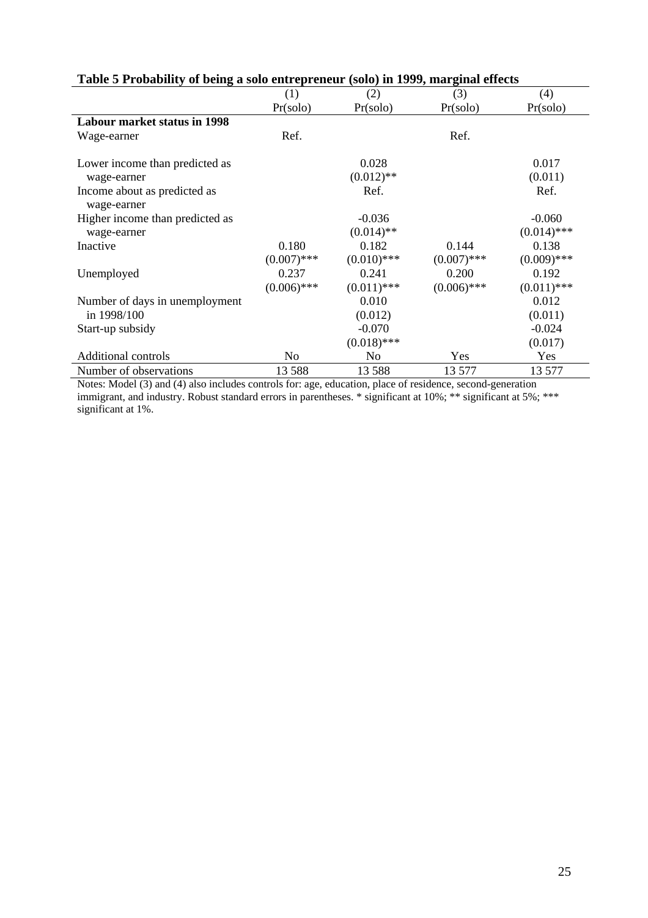**Table 5 Probability of being a solo entrepreneur (solo) in 1999, marginal effects**

| | (1) | (2) | (3) | (4) |
|---|---|---|---|---|
| | Pr(solo) | Pr(solo) | Pr(solo) | Pr(solo) |
| **Labour market status in 1998** | | | | |
| Wage-earner | Ref. | | Ref. | |
| Lower income than predicted as wage-earner | | 0.028 (0.012)** | | 0.017 (0.011) |
| Income about as predicted as wage-earner | | Ref. | | Ref. |
| Higher income than predicted as wage-earner | | -0.036 (0.014)** | | -0.060 (0.014)*** |
| Inactive | 0.180 (0.007)*** | 0.182 (0.010)*** | 0.144 (0.007)*** | 0.138 (0.009)*** |
| Unemployed | 0.237 (0.006)*** | 0.241 (0.011)*** | 0.200 (0.006)*** | 0.192 (0.011)*** |
| Number of days in unemployment in 1998/100 | | 0.010 (0.012) | | 0.012 (0.011) |
| Start-up subsidy | | -0.070 (0.018)*** | | -0.024 (0.017) |
| Additional controls | No | No | Yes | Yes |
| Number of observations | 13 588 | 13 588 | 13 577 | 13 577 |

Notes: Model (3) and (4) also includes controls for: age, education, place of residence, second-generation immigrant, and industry. Robust standard errors in parentheses. * significant at 10%; ** significant at 5%; *** significant at 1%.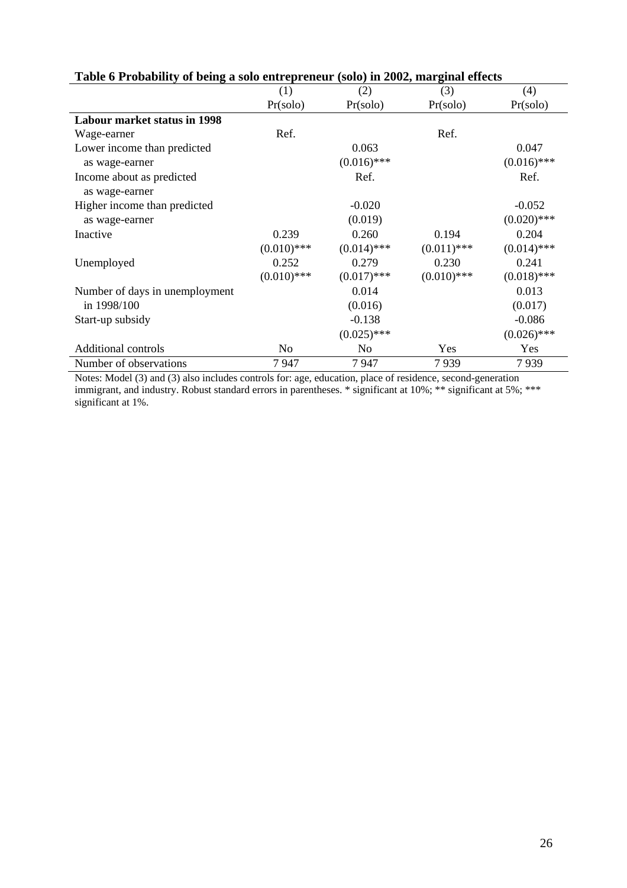**Table 6 Probability of being a solo entrepreneur (solo) in 2002, marginal effects**

| | (1) | (2) | (3) | (4) |
|---|---|---|---|---|
| | Pr(solo) | Pr(solo) | Pr(solo) | Pr(solo) |
| **Labour market status in 1998** | | | | |
| Wage-earner | Ref. | | Ref. | |
| Lower income than predicted | | 0.063 | | 0.047 |
| as wage-earner | | (0.016)*** | | (0.016)*** |
| Income about as predicted | | Ref. | | Ref. |
| as wage-earner | | | | |
| Higher income than predicted | | -0.020 | | -0.052 |
| as wage-earner | | (0.019) | | (0.020)*** |
| Inactive | 0.239 | 0.260 | 0.194 | 0.204 |
| | (0.010)*** | (0.014)*** | (0.011)*** | (0.014)*** |
| Unemployed | 0.252 | 0.279 | 0.230 | 0.241 |
| | (0.010)*** | (0.017)*** | (0.010)*** | (0.018)*** |
| Number of days in unemployment | | 0.014 | | 0.013 |
| in 1998/100 | | (0.016) | | (0.017) |
| Start-up subsidy | | -0.138 | | -0.086 |
| | | (0.025)*** | | (0.026)*** |
| Additional controls | No | No | Yes | Yes |
| Number of observations | 7 947 | 7 947 | 7 939 | 7 939 |

Notes: Model (3) and (3) also includes controls for: age, education, place of residence, second-generation immigrant, and industry. Robust standard errors in parentheses. * significant at 10%; ** significant at 5%; *** significant at 1%.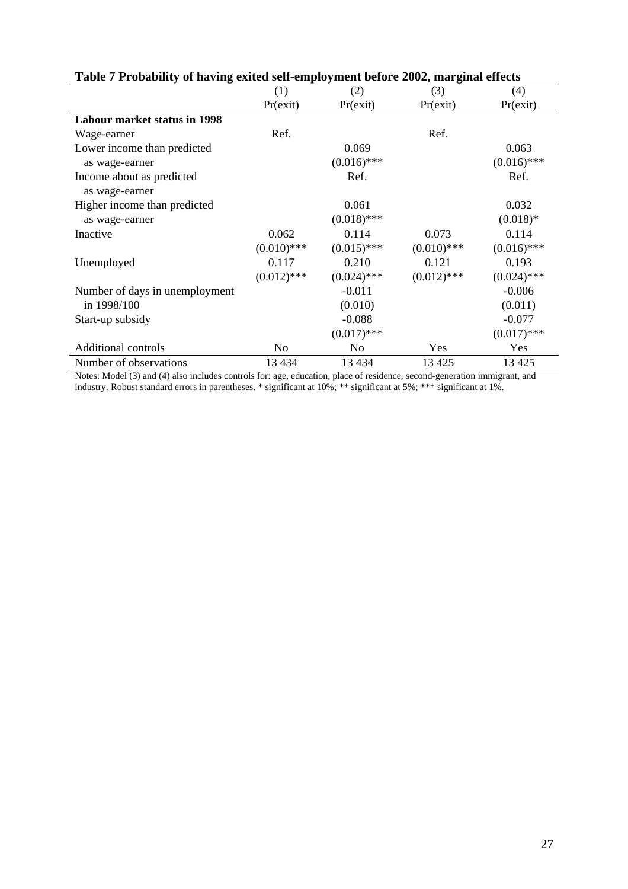**Table 7 Probability of having exited self-employment before 2002, marginal effects**

| | (1) | (2) | (3) | (4) |
|---|---|---|---|---|
| | Pr(exit) | Pr(exit) | Pr(exit) | Pr(exit) |
| **Labour market status in 1998** | | | | |
| Wage-earner | Ref. | | Ref. | |
| Lower income than predicted as wage-earner | | 0.069 (0.016)*** | | 0.063 (0.016)*** |
| Income about as predicted as wage-earner | | Ref. | | Ref. |
| Higher income than predicted as wage-earner | | 0.061 (0.018)*** | | 0.032 (0.018)* |
| Inactive | 0.062 (0.010)*** | 0.114 (0.015)*** | 0.073 (0.010)*** | 0.114 (0.016)*** |
| Unemployed | 0.117 (0.012)*** | 0.210 (0.024)*** | 0.121 (0.012)*** | 0.193 (0.024)*** |
| Number of days in unemployment in 1998/100 | | -0.011 (0.010) | | -0.006 (0.011) |
| Start-up subsidy | | -0.088 (0.017)*** | | -0.077 (0.017)*** |
| Additional controls | No | No | Yes | Yes |
| Number of observations | 13 434 | 13 434 | 13 425 | 13 425 |

Notes: Model (3) and (4) also includes controls for: age, education, place of residence, second-generation immigrant, and industry. Robust standard errors in parentheses. * significant at 10%; ** significant at 5%; *** significant at 1%.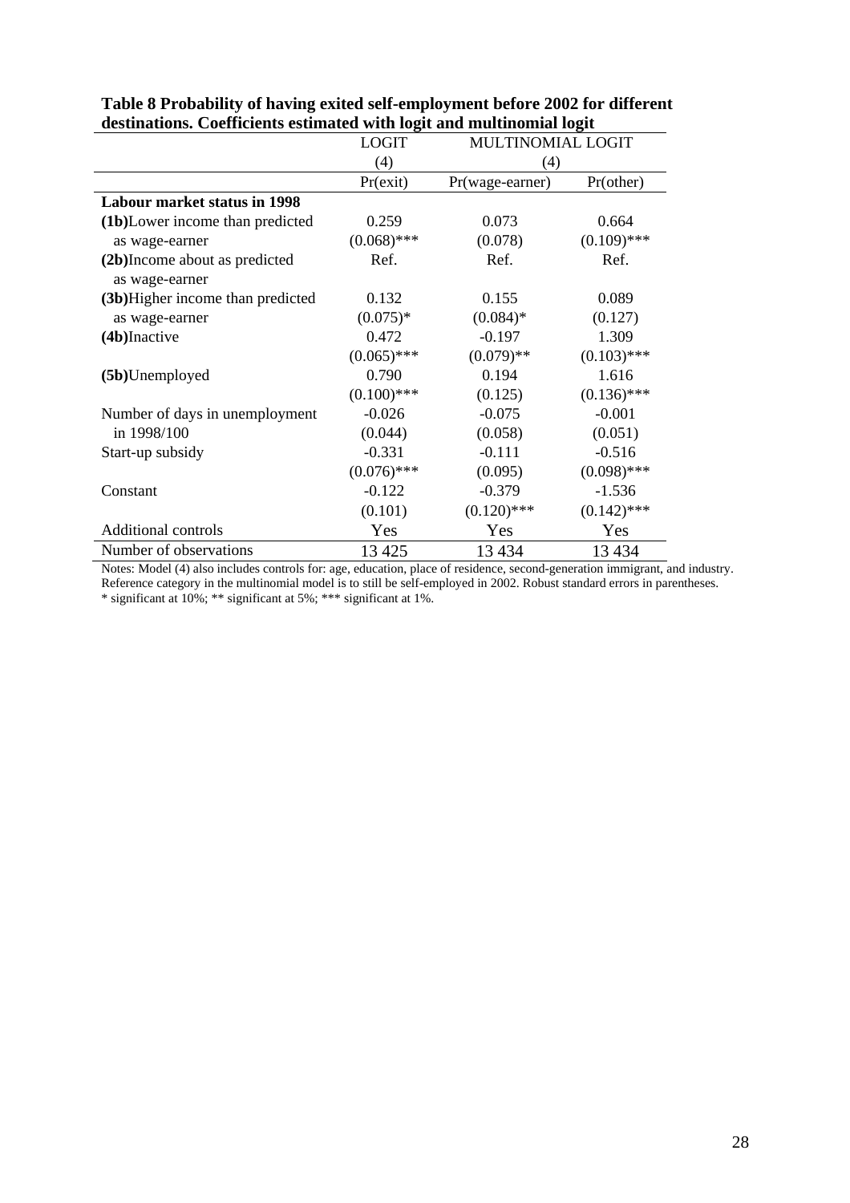**Table 8 Probability of having exited self-employment before 2002 for different destinations. Coefficients estimated with logit and multinomial logit**

| | LOGIT | MULTINOMIAL LOGIT | |
|---|---|---|---|
| | (4) | (4) | |
| | Pr(exit) | Pr(wage-earner) | Pr(other) |
| **Labour market status in 1998** | | | |
| **(1b)**Lower income than predicted as wage-earner | 0.259 | 0.073 | 0.664 |
| | (0.068)*** | (0.078) | (0.109)*** |
| **(2b)**Income about as predicted as wage-earner | Ref. | Ref. | Ref. |
| **(3b)**Higher income than predicted as wage-earner | 0.132 | 0.155 | 0.089 |
| | (0.075)* | (0.084)* | (0.127) |
| **(4b)**Inactive | 0.472 | -0.197 | 1.309 |
| | (0.065)*** | (0.079)** | (0.103)*** |
| **(5b)**Unemployed | 0.790 | 0.194 | 1.616 |
| | (0.100)*** | (0.125) | (0.136)*** |
| Number of days in unemployment in 1998/100 | -0.026 | -0.075 | -0.001 |
| | (0.044) | (0.058) | (0.051) |
| Start-up subsidy | -0.331 | -0.111 | -0.516 |
| | (0.076)*** | (0.095) | (0.098)*** |
| Constant | -0.122 | -0.379 | -1.536 |
| | (0.101) | (0.120)*** | (0.142)*** |
| Additional controls | Yes | Yes | Yes |
| Number of observations | 13 425 | 13 434 | 13 434 |

Notes: Model (4) also includes controls for: age, education, place of residence, second-generation immigrant, and industry. Reference category in the multinomial model is to still be self-employed in 2002. Robust standard errors in parentheses.
* significant at 10%; ** significant at 5%; *** significant at 1%.